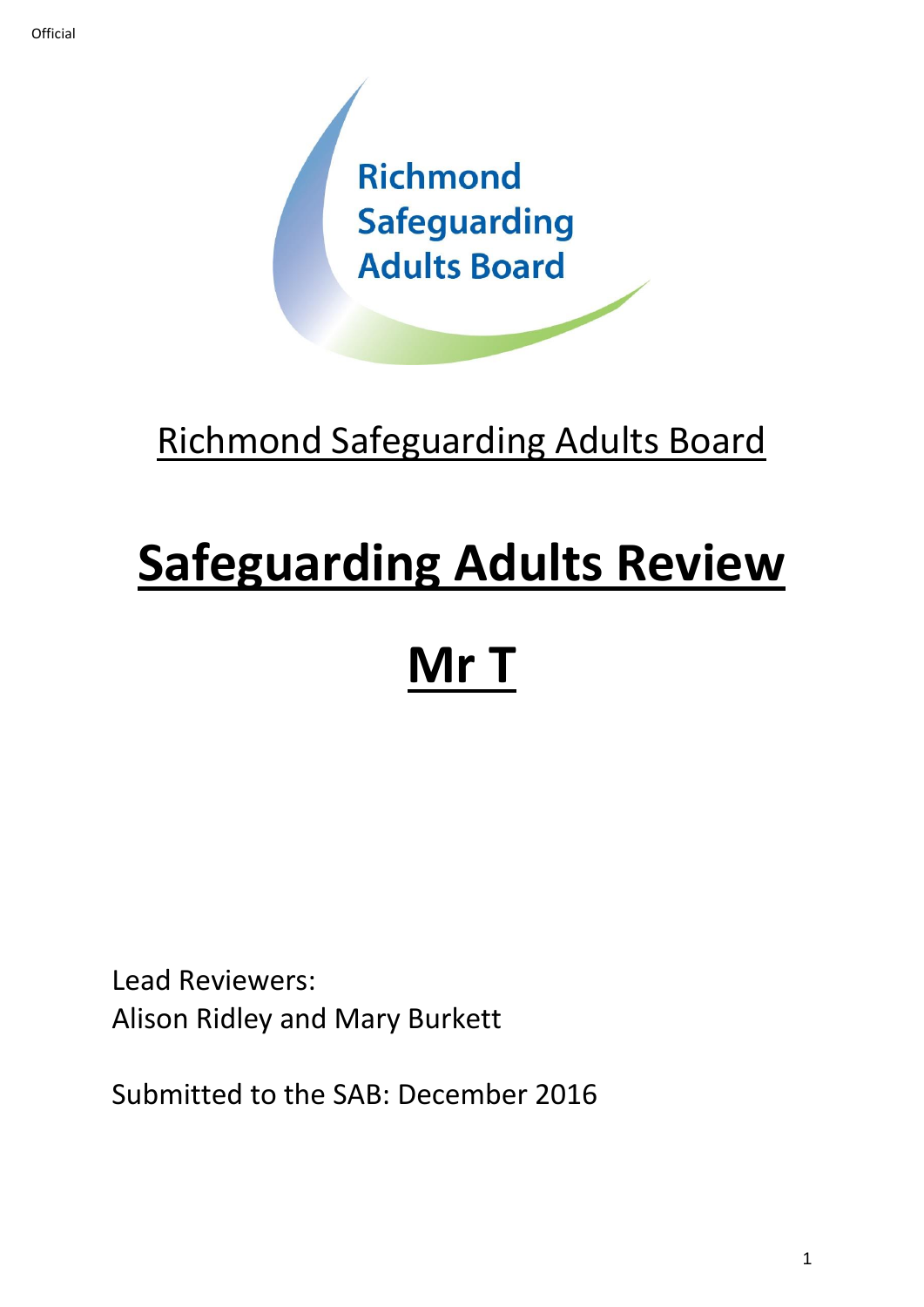Official

Richmond Safeguarding Adults Board

Richmond Safeguarding Adults Board

# Safeguarding Adults Review

# Mr T

Lead Reviewers:
Alison Ridley and Mary Burkett

Submitted to the SAB: December 2016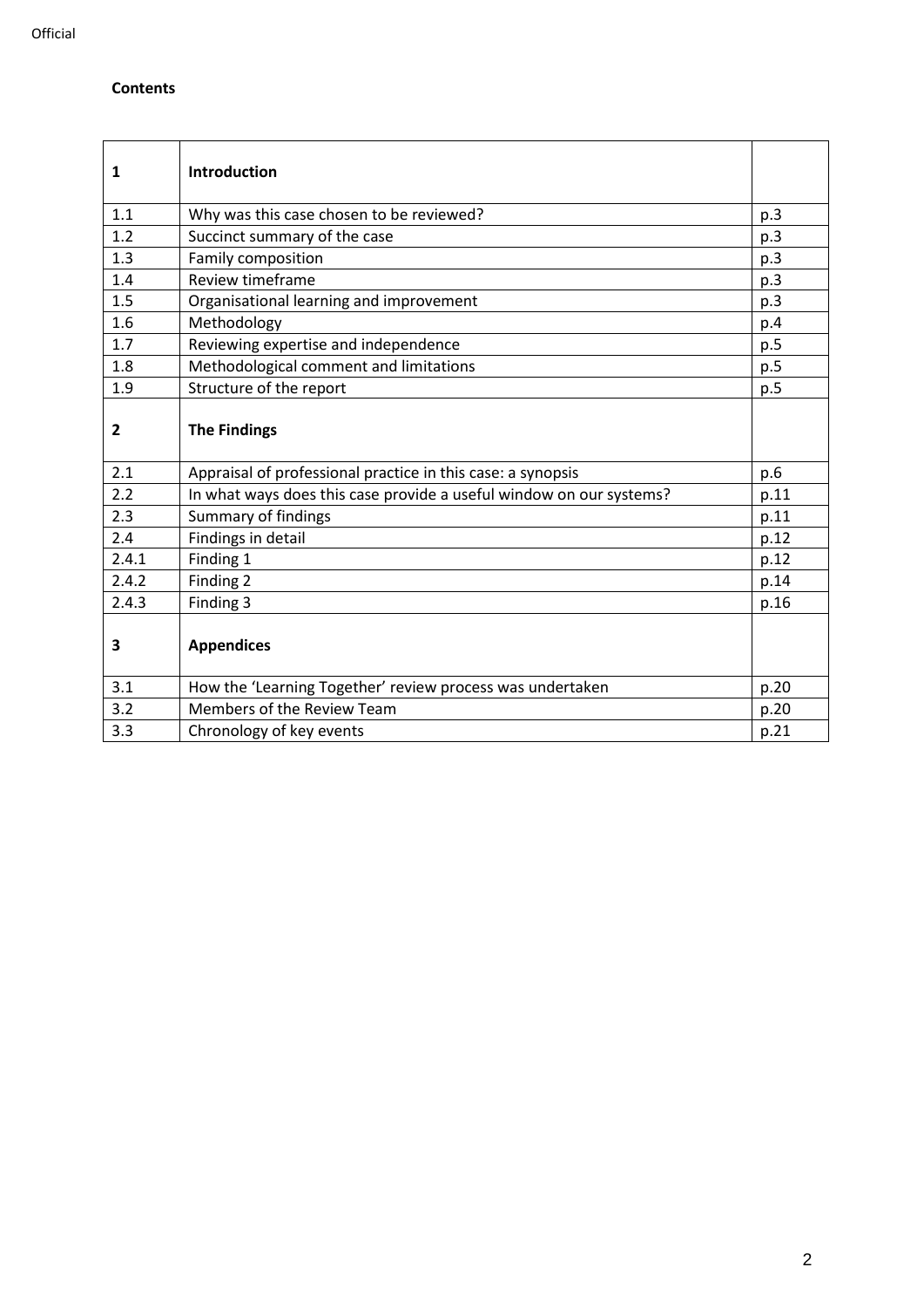**Contents**

| **1** | **Introduction** | |
|---|---|---|
| 1.1 | Why was this case chosen to be reviewed? | p.3 |
| 1.2 | Succinct summary of the case | p.3 |
| 1.3 | Family composition | p.3 |
| 1.4 | Review timeframe | p.3 |
| 1.5 | Organisational learning and improvement | p.3 |
| 1.6 | Methodology | p.4 |
| 1.7 | Reviewing expertise and independence | p.5 |
| 1.8 | Methodological comment and limitations | p.5 |
| 1.9 | Structure of the report | p.5 |
| **2** | **The Findings** | |
| 2.1 | Appraisal of professional practice in this case: a synopsis | p.6 |
| 2.2 | In what ways does this case provide a useful window on our systems? | p.11 |
| 2.3 | Summary of findings | p.11 |
| 2.4 | Findings in detail | p.12 |
| 2.4.1 | Finding 1 | p.12 |
| 2.4.2 | Finding 2 | p.14 |
| 2.4.3 | Finding 3 | p.16 |
| **3** | **Appendices** | |
| 3.1 | How the 'Learning Together' review process was undertaken | p.20 |
| 3.2 | Members of the Review Team | p.20 |
| 3.3 | Chronology of key events | p.21 |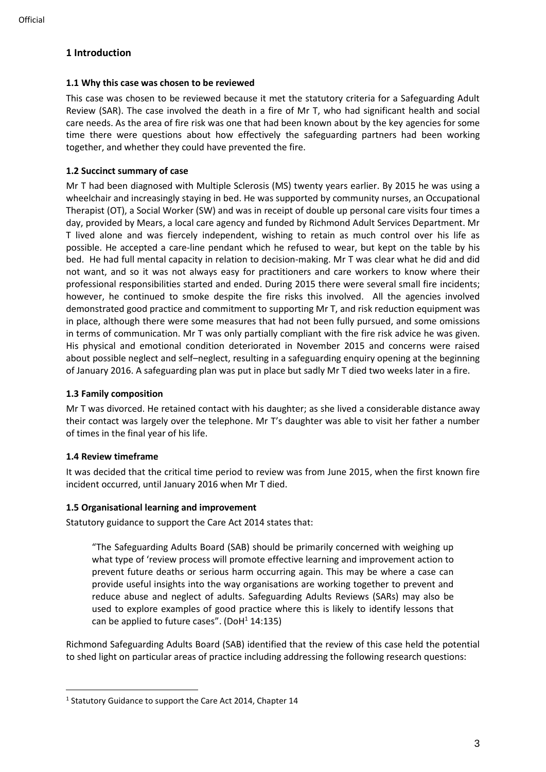## 1 Introduction

### 1.1 Why this case was chosen to be reviewed

This case was chosen to be reviewed because it met the statutory criteria for a Safeguarding Adult Review (SAR). The case involved the death in a fire of Mr T, who had significant health and social care needs. As the area of fire risk was one that had been known about by the key agencies for some time there were questions about how effectively the safeguarding partners had been working together, and whether they could have prevented the fire.

### 1.2 Succinct summary of case

Mr T had been diagnosed with Multiple Sclerosis (MS) twenty years earlier. By 2015 he was using a wheelchair and increasingly staying in bed. He was supported by community nurses, an Occupational Therapist (OT), a Social Worker (SW) and was in receipt of double up personal care visits four times a day, provided by Mears, a local care agency and funded by Richmond Adult Services Department. Mr T lived alone and was fiercely independent, wishing to retain as much control over his life as possible. He accepted a care-line pendant which he refused to wear, but kept on the table by his bed. He had full mental capacity in relation to decision-making. Mr T was clear what he did and did not want, and so it was not always easy for practitioners and care workers to know where their professional responsibilities started and ended. During 2015 there were several small fire incidents; however, he continued to smoke despite the fire risks this involved. All the agencies involved demonstrated good practice and commitment to supporting Mr T, and risk reduction equipment was in place, although there were some measures that had not been fully pursued, and some omissions in terms of communication. Mr T was only partially compliant with the fire risk advice he was given. His physical and emotional condition deteriorated in November 2015 and concerns were raised about possible neglect and self–neglect, resulting in a safeguarding enquiry opening at the beginning of January 2016. A safeguarding plan was put in place but sadly Mr T died two weeks later in a fire.

### 1.3 Family composition

Mr T was divorced. He retained contact with his daughter; as she lived a considerable distance away their contact was largely over the telephone. Mr T's daughter was able to visit her father a number of times in the final year of his life.

### 1.4 Review timeframe

It was decided that the critical time period to review was from June 2015, when the first known fire incident occurred, until January 2016 when Mr T died.

### 1.5 Organisational learning and improvement

Statutory guidance to support the Care Act 2014 states that:

> "The Safeguarding Adults Board (SAB) should be primarily concerned with weighing up what type of 'review process will promote effective learning and improvement action to prevent future deaths or serious harm occurring again. This may be where a case can provide useful insights into the way organisations are working together to prevent and reduce abuse and neglect of adults. Safeguarding Adults Reviews (SARs) may also be used to explore examples of good practice where this is likely to identify lessons that can be applied to future cases". (DoH[1] 14:135)

Richmond Safeguarding Adults Board (SAB) identified that the review of this case held the potential to shed light on particular areas of practice including addressing the following research questions:

[1] Statutory Guidance to support the Care Act 2014, Chapter 14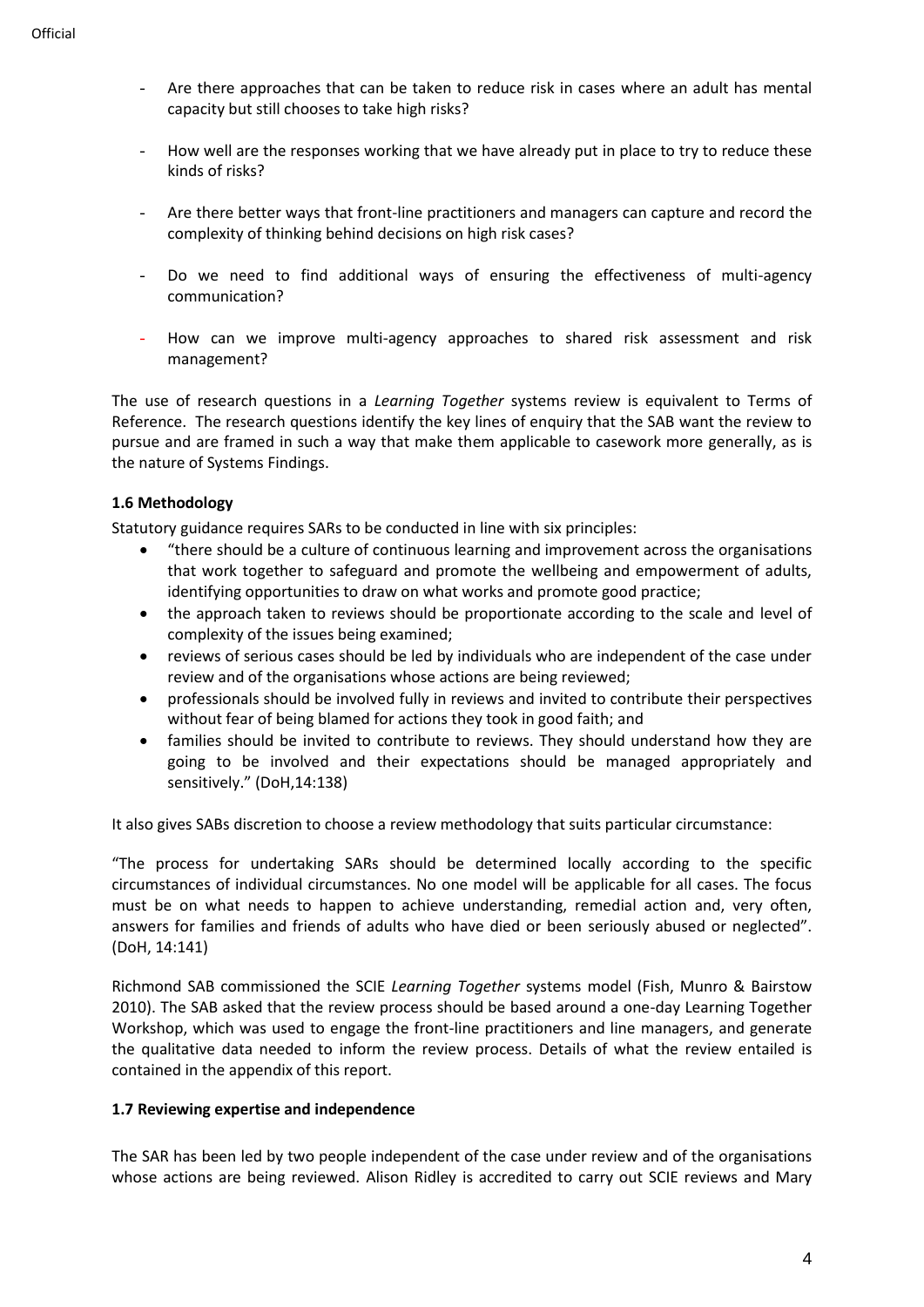- Are there approaches that can be taken to reduce risk in cases where an adult has mental capacity but still chooses to take high risks?
- How well are the responses working that we have already put in place to try to reduce these kinds of risks?
- Are there better ways that front-line practitioners and managers can capture and record the complexity of thinking behind decisions on high risk cases?
- Do we need to find additional ways of ensuring the effectiveness of multi-agency communication?
- How can we improve multi-agency approaches to shared risk assessment and risk management?

The use of research questions in a *Learning Together* systems review is equivalent to Terms of Reference. The research questions identify the key lines of enquiry that the SAB want the review to pursue and are framed in such a way that make them applicable to casework more generally, as is the nature of Systems Findings.

**1.6 Methodology**

Statutory guidance requires SARs to be conducted in line with six principles:

- "there should be a culture of continuous learning and improvement across the organisations that work together to safeguard and promote the wellbeing and empowerment of adults, identifying opportunities to draw on what works and promote good practice;
- the approach taken to reviews should be proportionate according to the scale and level of complexity of the issues being examined;
- reviews of serious cases should be led by individuals who are independent of the case under review and of the organisations whose actions are being reviewed;
- professionals should be involved fully in reviews and invited to contribute their perspectives without fear of being blamed for actions they took in good faith; and
- families should be invited to contribute to reviews. They should understand how they are going to be involved and their expectations should be managed appropriately and sensitively." (DoH,14:138)

It also gives SABs discretion to choose a review methodology that suits particular circumstance:

"The process for undertaking SARs should be determined locally according to the specific circumstances of individual circumstances. No one model will be applicable for all cases. The focus must be on what needs to happen to achieve understanding, remedial action and, very often, answers for families and friends of adults who have died or been seriously abused or neglected". (DoH, 14:141)

Richmond SAB commissioned the SCIE *Learning Together* systems model (Fish, Munro & Bairstow 2010). The SAB asked that the review process should be based around a one-day Learning Together Workshop, which was used to engage the front-line practitioners and line managers, and generate the qualitative data needed to inform the review process. Details of what the review entailed is contained in the appendix of this report.

**1.7 Reviewing expertise and independence**

The SAR has been led by two people independent of the case under review and of the organisations whose actions are being reviewed. Alison Ridley is accredited to carry out SCIE reviews and Mary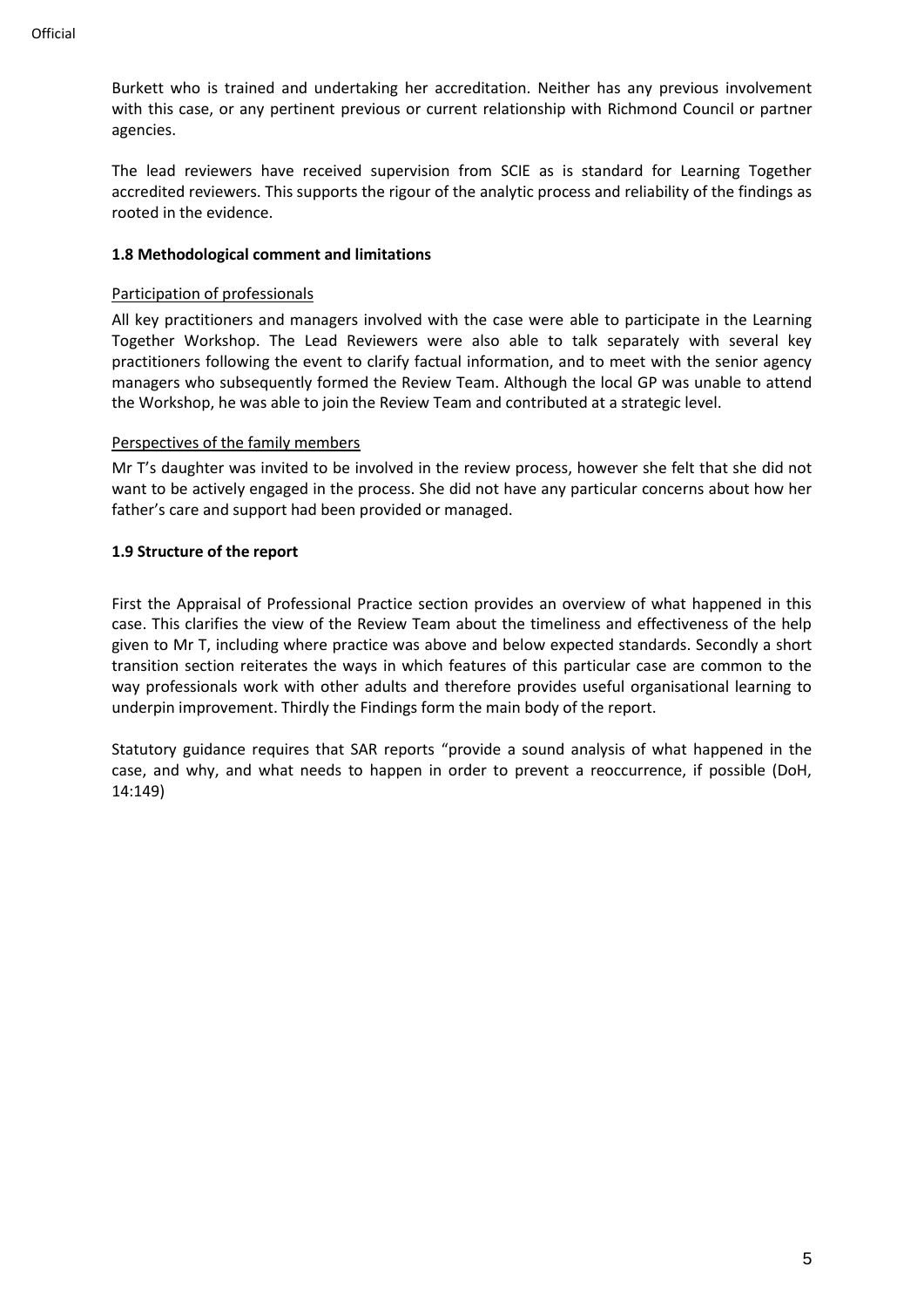Burkett who is trained and undertaking her accreditation. Neither has any previous involvement with this case, or any pertinent previous or current relationship with Richmond Council or partner agencies.

The lead reviewers have received supervision from SCIE as is standard for Learning Together accredited reviewers. This supports the rigour of the analytic process and reliability of the findings as rooted in the evidence.

### 1.8 Methodological comment and limitations

Participation of professionals

All key practitioners and managers involved with the case were able to participate in the Learning Together Workshop. The Lead Reviewers were also able to talk separately with several key practitioners following the event to clarify factual information, and to meet with the senior agency managers who subsequently formed the Review Team. Although the local GP was unable to attend the Workshop, he was able to join the Review Team and contributed at a strategic level.

Perspectives of the family members

Mr T's daughter was invited to be involved in the review process, however she felt that she did not want to be actively engaged in the process. She did not have any particular concerns about how her father's care and support had been provided or managed.

### 1.9 Structure of the report

First the Appraisal of Professional Practice section provides an overview of what happened in this case. This clarifies the view of the Review Team about the timeliness and effectiveness of the help given to Mr T, including where practice was above and below expected standards. Secondly a short transition section reiterates the ways in which features of this particular case are common to the way professionals work with other adults and therefore provides useful organisational learning to underpin improvement. Thirdly the Findings form the main body of the report.

Statutory guidance requires that SAR reports "provide a sound analysis of what happened in the case, and why, and what needs to happen in order to prevent a reoccurrence, if possible (DoH, 14:149)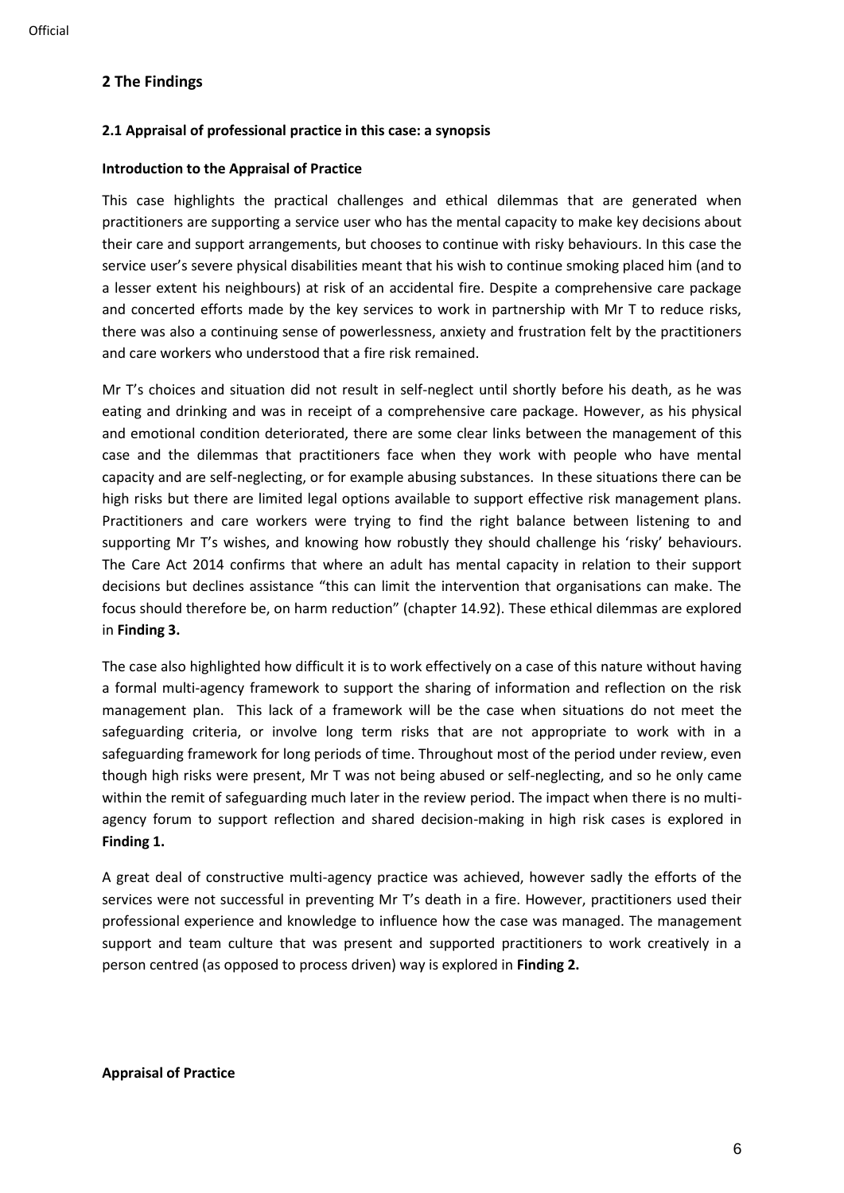## 2 The Findings

### 2.1 Appraisal of professional practice in this case: a synopsis

**Introduction to the Appraisal of Practice**

This case highlights the practical challenges and ethical dilemmas that are generated when practitioners are supporting a service user who has the mental capacity to make key decisions about their care and support arrangements, but chooses to continue with risky behaviours. In this case the service user's severe physical disabilities meant that his wish to continue smoking placed him (and to a lesser extent his neighbours) at risk of an accidental fire. Despite a comprehensive care package and concerted efforts made by the key services to work in partnership with Mr T to reduce risks, there was also a continuing sense of powerlessness, anxiety and frustration felt by the practitioners and care workers who understood that a fire risk remained.

Mr T's choices and situation did not result in self-neglect until shortly before his death, as he was eating and drinking and was in receipt of a comprehensive care package. However, as his physical and emotional condition deteriorated, there are some clear links between the management of this case and the dilemmas that practitioners face when they work with people who have mental capacity and are self-neglecting, or for example abusing substances. In these situations there can be high risks but there are limited legal options available to support effective risk management plans. Practitioners and care workers were trying to find the right balance between listening to and supporting Mr T's wishes, and knowing how robustly they should challenge his 'risky' behaviours. The Care Act 2014 confirms that where an adult has mental capacity in relation to their support decisions but declines assistance "this can limit the intervention that organisations can make. The focus should therefore be, on harm reduction" (chapter 14.92). These ethical dilemmas are explored in **Finding 3.**

The case also highlighted how difficult it is to work effectively on a case of this nature without having a formal multi-agency framework to support the sharing of information and reflection on the risk management plan. This lack of a framework will be the case when situations do not meet the safeguarding criteria, or involve long term risks that are not appropriate to work with in a safeguarding framework for long periods of time. Throughout most of the period under review, even though high risks were present, Mr T was not being abused or self-neglecting, and so he only came within the remit of safeguarding much later in the review period. The impact when there is no multi-agency forum to support reflection and shared decision-making in high risk cases is explored in **Finding 1.**

A great deal of constructive multi-agency practice was achieved, however sadly the efforts of the services were not successful in preventing Mr T's death in a fire. However, practitioners used their professional experience and knowledge to influence how the case was managed. The management support and team culture that was present and supported practitioners to work creatively in a person centred (as opposed to process driven) way is explored in **Finding 2.**

**Appraisal of Practice**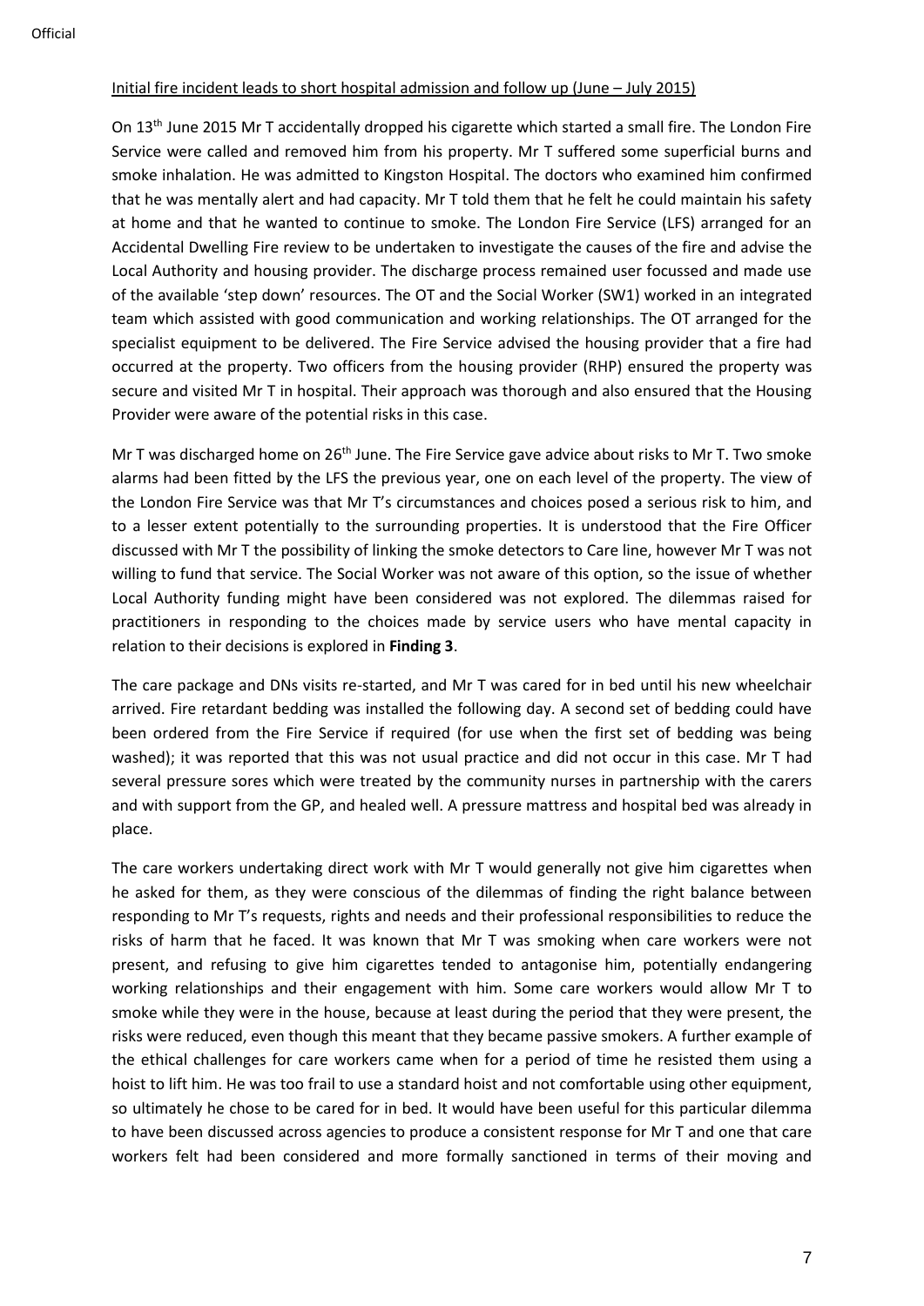Initial fire incident leads to short hospital admission and follow up (June – July 2015)

On 13th June 2015 Mr T accidentally dropped his cigarette which started a small fire. The London Fire Service were called and removed him from his property. Mr T suffered some superficial burns and smoke inhalation. He was admitted to Kingston Hospital. The doctors who examined him confirmed that he was mentally alert and had capacity. Mr T told them that he felt he could maintain his safety at home and that he wanted to continue to smoke. The London Fire Service (LFS) arranged for an Accidental Dwelling Fire review to be undertaken to investigate the causes of the fire and advise the Local Authority and housing provider. The discharge process remained user focussed and made use of the available 'step down' resources. The OT and the Social Worker (SW1) worked in an integrated team which assisted with good communication and working relationships. The OT arranged for the specialist equipment to be delivered. The Fire Service advised the housing provider that a fire had occurred at the property. Two officers from the housing provider (RHP) ensured the property was secure and visited Mr T in hospital. Their approach was thorough and also ensured that the Housing Provider were aware of the potential risks in this case.

Mr T was discharged home on 26th June. The Fire Service gave advice about risks to Mr T. Two smoke alarms had been fitted by the LFS the previous year, one on each level of the property. The view of the London Fire Service was that Mr T's circumstances and choices posed a serious risk to him, and to a lesser extent potentially to the surrounding properties. It is understood that the Fire Officer discussed with Mr T the possibility of linking the smoke detectors to Care line, however Mr T was not willing to fund that service. The Social Worker was not aware of this option, so the issue of whether Local Authority funding might have been considered was not explored. The dilemmas raised for practitioners in responding to the choices made by service users who have mental capacity in relation to their decisions is explored in **Finding 3**.

The care package and DNs visits re-started, and Mr T was cared for in bed until his new wheelchair arrived. Fire retardant bedding was installed the following day. A second set of bedding could have been ordered from the Fire Service if required (for use when the first set of bedding was being washed); it was reported that this was not usual practice and did not occur in this case. Mr T had several pressure sores which were treated by the community nurses in partnership with the carers and with support from the GP, and healed well. A pressure mattress and hospital bed was already in place.

The care workers undertaking direct work with Mr T would generally not give him cigarettes when he asked for them, as they were conscious of the dilemmas of finding the right balance between responding to Mr T's requests, rights and needs and their professional responsibilities to reduce the risks of harm that he faced. It was known that Mr T was smoking when care workers were not present, and refusing to give him cigarettes tended to antagonise him, potentially endangering working relationships and their engagement with him. Some care workers would allow Mr T to smoke while they were in the house, because at least during the period that they were present, the risks were reduced, even though this meant that they became passive smokers. A further example of the ethical challenges for care workers came when for a period of time he resisted them using a hoist to lift him. He was too frail to use a standard hoist and not comfortable using other equipment, so ultimately he chose to be cared for in bed. It would have been useful for this particular dilemma to have been discussed across agencies to produce a consistent response for Mr T and one that care workers felt had been considered and more formally sanctioned in terms of their moving and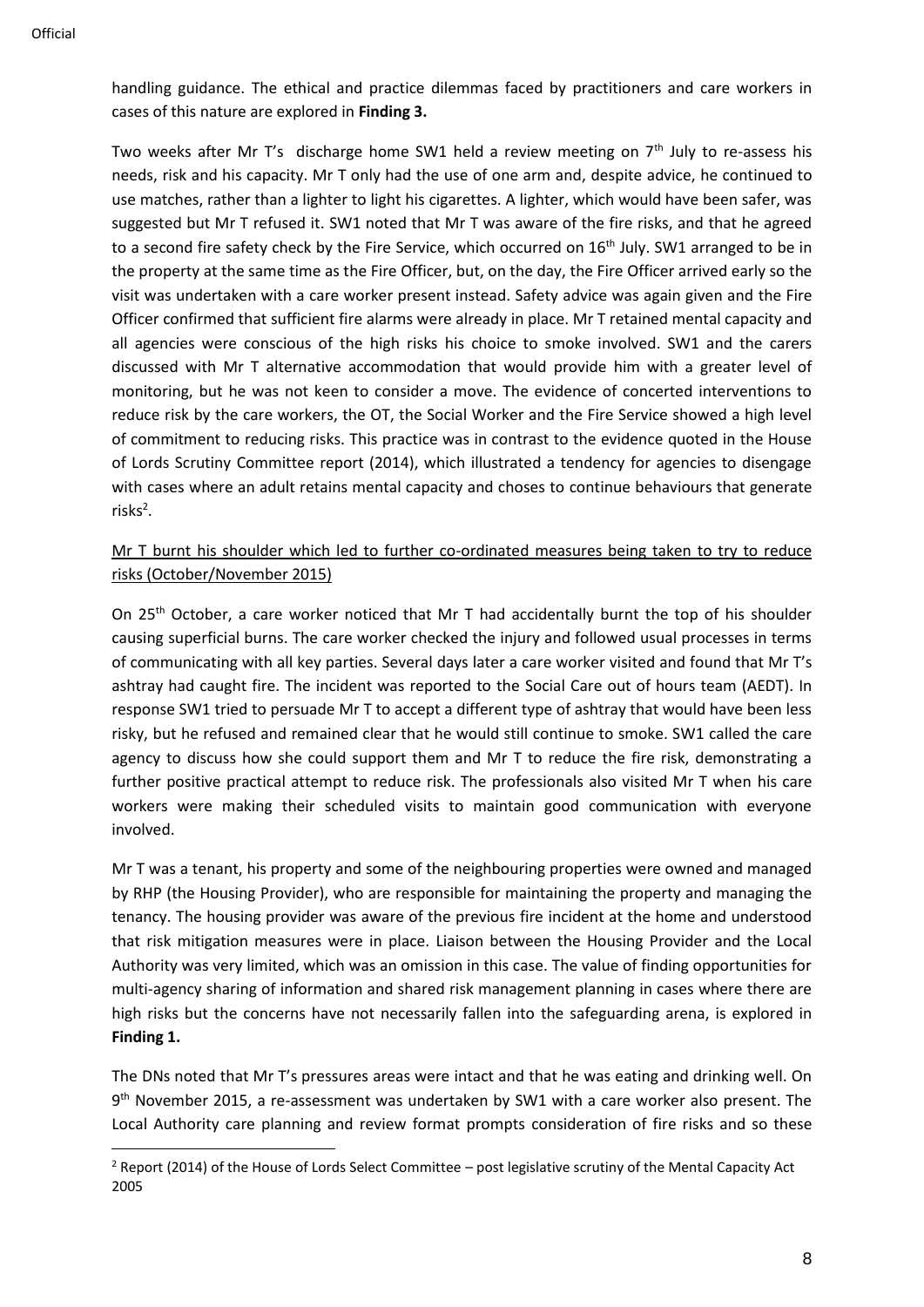handling guidance. The ethical and practice dilemmas faced by practitioners and care workers in cases of this nature are explored in **Finding 3.**

Two weeks after Mr T's discharge home SW1 held a review meeting on 7th July to re-assess his needs, risk and his capacity. Mr T only had the use of one arm and, despite advice, he continued to use matches, rather than a lighter to light his cigarettes. A lighter, which would have been safer, was suggested but Mr T refused it. SW1 noted that Mr T was aware of the fire risks, and that he agreed to a second fire safety check by the Fire Service, which occurred on 16th July. SW1 arranged to be in the property at the same time as the Fire Officer, but, on the day, the Fire Officer arrived early so the visit was undertaken with a care worker present instead. Safety advice was again given and the Fire Officer confirmed that sufficient fire alarms were already in place. Mr T retained mental capacity and all agencies were conscious of the high risks his choice to smoke involved. SW1 and the carers discussed with Mr T alternative accommodation that would provide him with a greater level of monitoring, but he was not keen to consider a move. The evidence of concerted interventions to reduce risk by the care workers, the OT, the Social Worker and the Fire Service showed a high level of commitment to reducing risks. This practice was in contrast to the evidence quoted in the House of Lords Scrutiny Committee report (2014), which illustrated a tendency for agencies to disengage with cases where an adult retains mental capacity and choses to continue behaviours that generate risks[2].

<u>Mr T burnt his shoulder which led to further co-ordinated measures being taken to try to reduce risks (October/November 2015)</u>

On 25th October, a care worker noticed that Mr T had accidentally burnt the top of his shoulder causing superficial burns. The care worker checked the injury and followed usual processes in terms of communicating with all key parties. Several days later a care worker visited and found that Mr T's ashtray had caught fire. The incident was reported to the Social Care out of hours team (AEDT). In response SW1 tried to persuade Mr T to accept a different type of ashtray that would have been less risky, but he refused and remained clear that he would still continue to smoke. SW1 called the care agency to discuss how she could support them and Mr T to reduce the fire risk, demonstrating a further positive practical attempt to reduce risk. The professionals also visited Mr T when his care workers were making their scheduled visits to maintain good communication with everyone involved.

Mr T was a tenant, his property and some of the neighbouring properties were owned and managed by RHP (the Housing Provider), who are responsible for maintaining the property and managing the tenancy. The housing provider was aware of the previous fire incident at the home and understood that risk mitigation measures were in place. Liaison between the Housing Provider and the Local Authority was very limited, which was an omission in this case. The value of finding opportunities for multi-agency sharing of information and shared risk management planning in cases where there are high risks but the concerns have not necessarily fallen into the safeguarding arena, is explored in **Finding 1.**

The DNs noted that Mr T's pressures areas were intact and that he was eating and drinking well. On 9th November 2015, a re-assessment was undertaken by SW1 with a care worker also present. The Local Authority care planning and review format prompts consideration of fire risks and so these

[2] Report (2014) of the House of Lords Select Committee – post legislative scrutiny of the Mental Capacity Act 2005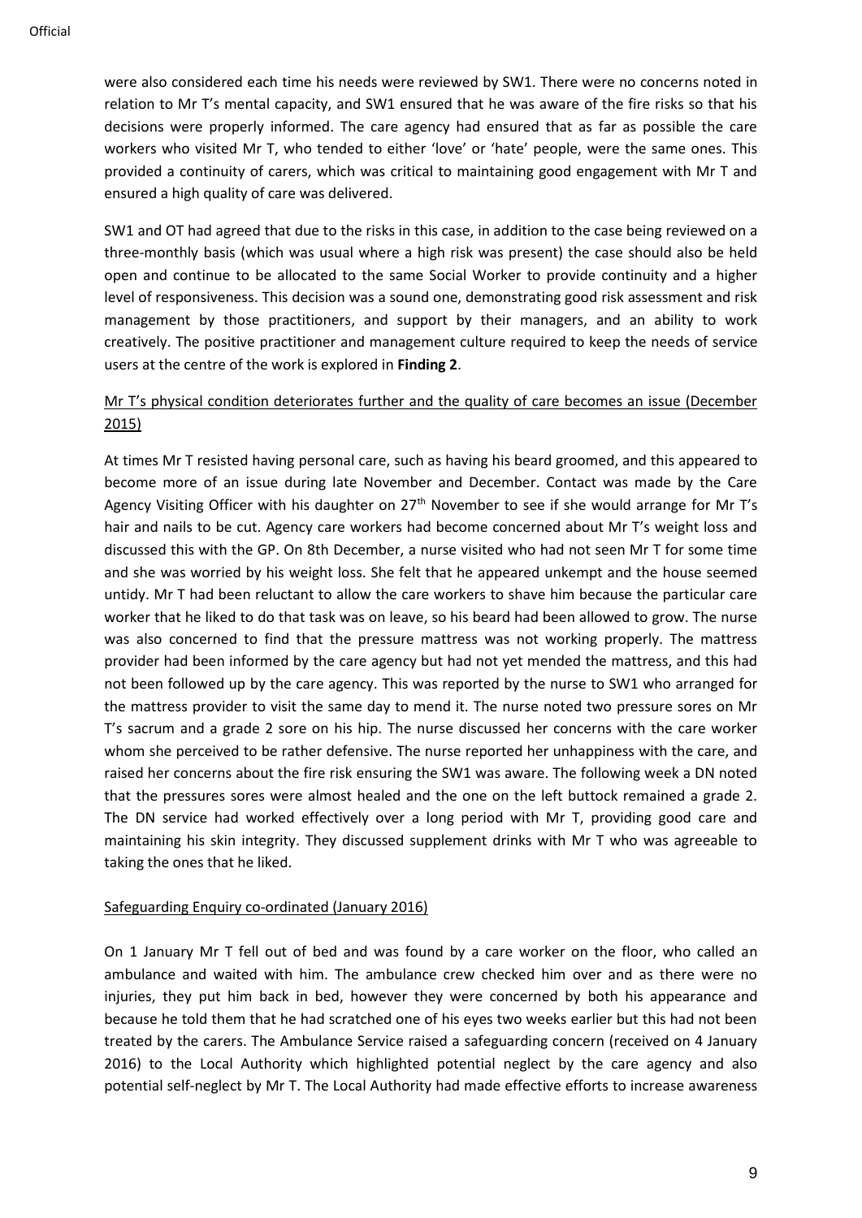were also considered each time his needs were reviewed by SW1. There were no concerns noted in relation to Mr T's mental capacity, and SW1 ensured that he was aware of the fire risks so that his decisions were properly informed. The care agency had ensured that as far as possible the care workers who visited Mr T, who tended to either 'love' or 'hate' people, were the same ones. This provided a continuity of carers, which was critical to maintaining good engagement with Mr T and ensured a high quality of care was delivered.

SW1 and OT had agreed that due to the risks in this case, in addition to the case being reviewed on a three-monthly basis (which was usual where a high risk was present) the case should also be held open and continue to be allocated to the same Social Worker to provide continuity and a higher level of responsiveness. This decision was a sound one, demonstrating good risk assessment and risk management by those practitioners, and support by their managers, and an ability to work creatively. The positive practitioner and management culture required to keep the needs of service users at the centre of the work is explored in **Finding 2**.

<u>Mr T's physical condition deteriorates further and the quality of care becomes an issue (December 2015)</u>

At times Mr T resisted having personal care, such as having his beard groomed, and this appeared to become more of an issue during late November and December. Contact was made by the Care Agency Visiting Officer with his daughter on 27th November to see if she would arrange for Mr T's hair and nails to be cut. Agency care workers had become concerned about Mr T's weight loss and discussed this with the GP. On 8th December, a nurse visited who had not seen Mr T for some time and she was worried by his weight loss. She felt that he appeared unkempt and the house seemed untidy. Mr T had been reluctant to allow the care workers to shave him because the particular care worker that he liked to do that task was on leave, so his beard had been allowed to grow. The nurse was also concerned to find that the pressure mattress was not working properly. The mattress provider had been informed by the care agency but had not yet mended the mattress, and this had not been followed up by the care agency. This was reported by the nurse to SW1 who arranged for the mattress provider to visit the same day to mend it. The nurse noted two pressure sores on Mr T's sacrum and a grade 2 sore on his hip. The nurse discussed her concerns with the care worker whom she perceived to be rather defensive. The nurse reported her unhappiness with the care, and raised her concerns about the fire risk ensuring the SW1 was aware. The following week a DN noted that the pressures sores were almost healed and the one on the left buttock remained a grade 2. The DN service had worked effectively over a long period with Mr T, providing good care and maintaining his skin integrity. They discussed supplement drinks with Mr T who was agreeable to taking the ones that he liked.

<u>Safeguarding Enquiry co-ordinated (January 2016)</u>

On 1 January Mr T fell out of bed and was found by a care worker on the floor, who called an ambulance and waited with him. The ambulance crew checked him over and as there were no injuries, they put him back in bed, however they were concerned by both his appearance and because he told them that he had scratched one of his eyes two weeks earlier but this had not been treated by the carers. The Ambulance Service raised a safeguarding concern (received on 4 January 2016) to the Local Authority which highlighted potential neglect by the care agency and also potential self-neglect by Mr T. The Local Authority had made effective efforts to increase awareness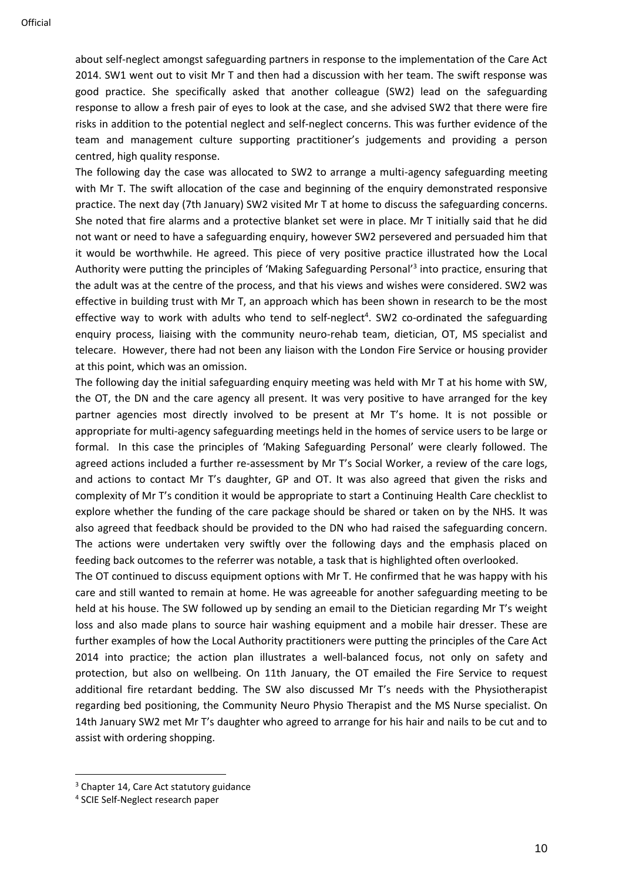about self-neglect amongst safeguarding partners in response to the implementation of the Care Act 2014. SW1 went out to visit Mr T and then had a discussion with her team. The swift response was good practice. She specifically asked that another colleague (SW2) lead on the safeguarding response to allow a fresh pair of eyes to look at the case, and she advised SW2 that there were fire risks in addition to the potential neglect and self-neglect concerns. This was further evidence of the team and management culture supporting practitioner's judgements and providing a person centred, high quality response.

The following day the case was allocated to SW2 to arrange a multi-agency safeguarding meeting with Mr T. The swift allocation of the case and beginning of the enquiry demonstrated responsive practice. The next day (7th January) SW2 visited Mr T at home to discuss the safeguarding concerns. She noted that fire alarms and a protective blanket set were in place. Mr T initially said that he did not want or need to have a safeguarding enquiry, however SW2 persevered and persuaded him that it would be worthwhile. He agreed. This piece of very positive practice illustrated how the Local Authority were putting the principles of 'Making Safeguarding Personal'[3] into practice, ensuring that the adult was at the centre of the process, and that his views and wishes were considered. SW2 was effective in building trust with Mr T, an approach which has been shown in research to be the most effective way to work with adults who tend to self-neglect[4]. SW2 co-ordinated the safeguarding enquiry process, liaising with the community neuro-rehab team, dietician, OT, MS specialist and telecare. However, there had not been any liaison with the London Fire Service or housing provider at this point, which was an omission.

The following day the initial safeguarding enquiry meeting was held with Mr T at his home with SW, the OT, the DN and the care agency all present. It was very positive to have arranged for the key partner agencies most directly involved to be present at Mr T's home. It is not possible or appropriate for multi-agency safeguarding meetings held in the homes of service users to be large or formal. In this case the principles of 'Making Safeguarding Personal' were clearly followed. The agreed actions included a further re-assessment by Mr T's Social Worker, a review of the care logs, and actions to contact Mr T's daughter, GP and OT. It was also agreed that given the risks and complexity of Mr T's condition it would be appropriate to start a Continuing Health Care checklist to explore whether the funding of the care package should be shared or taken on by the NHS. It was also agreed that feedback should be provided to the DN who had raised the safeguarding concern. The actions were undertaken very swiftly over the following days and the emphasis placed on feeding back outcomes to the referrer was notable, a task that is highlighted often overlooked.

The OT continued to discuss equipment options with Mr T. He confirmed that he was happy with his care and still wanted to remain at home. He was agreeable for another safeguarding meeting to be held at his house. The SW followed up by sending an email to the Dietician regarding Mr T's weight loss and also made plans to source hair washing equipment and a mobile hair dresser. These are further examples of how the Local Authority practitioners were putting the principles of the Care Act 2014 into practice; the action plan illustrates a well-balanced focus, not only on safety and protection, but also on wellbeing. On 11th January, the OT emailed the Fire Service to request additional fire retardant bedding. The SW also discussed Mr T's needs with the Physiotherapist regarding bed positioning, the Community Neuro Physio Therapist and the MS Nurse specialist. On 14th January SW2 met Mr T's daughter who agreed to arrange for his hair and nails to be cut and to assist with ordering shopping.

[3] Chapter 14, Care Act statutory guidance

[4] SCIE Self-Neglect research paper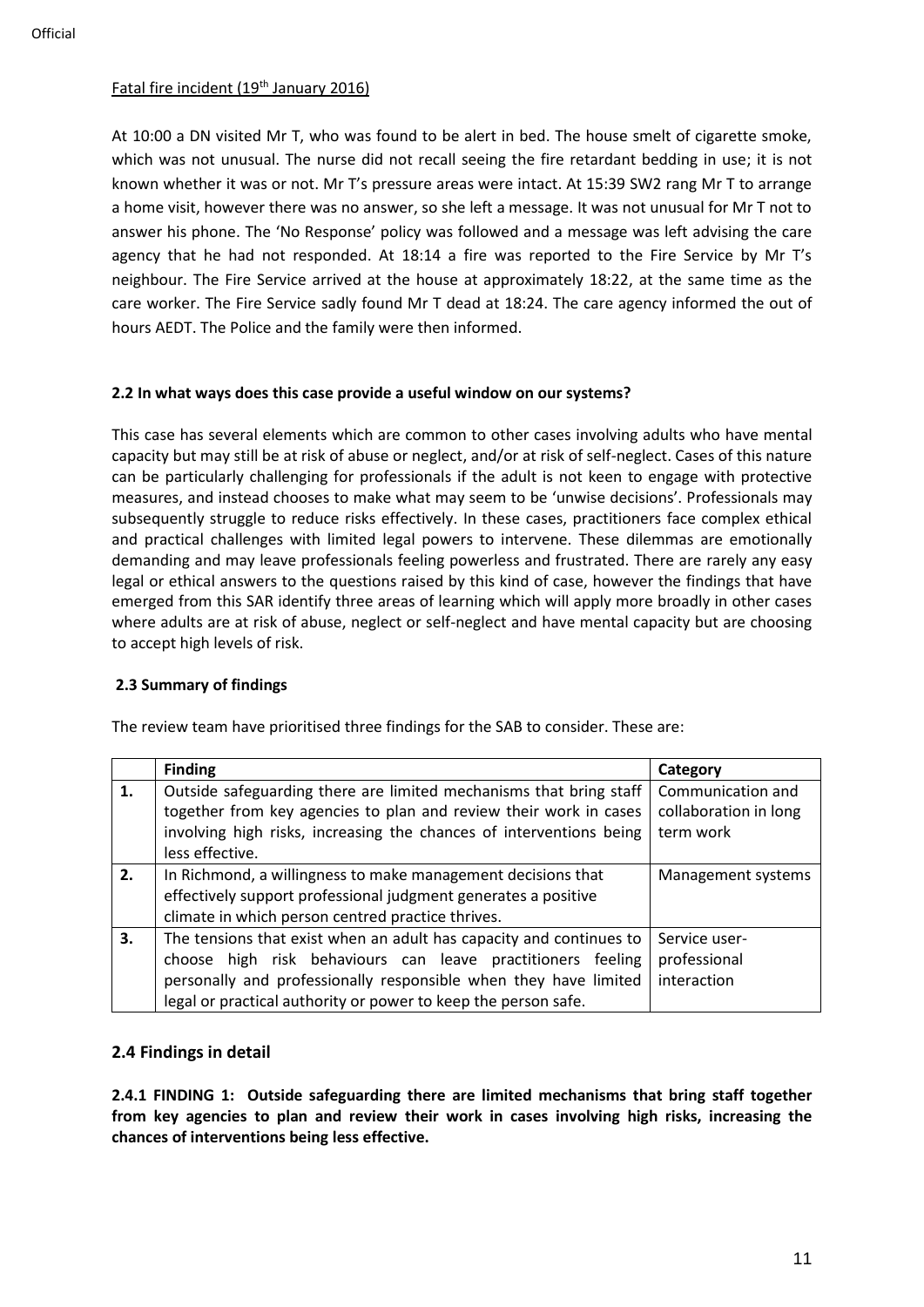Fatal fire incident (19th January 2016)

At 10:00 a DN visited Mr T, who was found to be alert in bed. The house smelt of cigarette smoke, which was not unusual. The nurse did not recall seeing the fire retardant bedding in use; it is not known whether it was or not. Mr T's pressure areas were intact. At 15:39 SW2 rang Mr T to arrange a home visit, however there was no answer, so she left a message. It was not unusual for Mr T not to answer his phone. The 'No Response' policy was followed and a message was left advising the care agency that he had not responded. At 18:14 a fire was reported to the Fire Service by Mr T's neighbour. The Fire Service arrived at the house at approximately 18:22, at the same time as the care worker. The Fire Service sadly found Mr T dead at 18:24. The care agency informed the out of hours AEDT. The Police and the family were then informed.

**2.2 In what ways does this case provide a useful window on our systems?**

This case has several elements which are common to other cases involving adults who have mental capacity but may still be at risk of abuse or neglect, and/or at risk of self-neglect. Cases of this nature can be particularly challenging for professionals if the adult is not keen to engage with protective measures, and instead chooses to make what may seem to be 'unwise decisions'. Professionals may subsequently struggle to reduce risks effectively. In these cases, practitioners face complex ethical and practical challenges with limited legal powers to intervene. These dilemmas are emotionally demanding and may leave professionals feeling powerless and frustrated. There are rarely any easy legal or ethical answers to the questions raised by this kind of case, however the findings that have emerged from this SAR identify three areas of learning which will apply more broadly in other cases where adults are at risk of abuse, neglect or self-neglect and have mental capacity but are choosing to accept high levels of risk.

**2.3 Summary of findings**

The review team have prioritised three findings for the SAB to consider. These are:

| | Finding | Category |
|---|---|---|
| 1. | Outside safeguarding there are limited mechanisms that bring staff together from key agencies to plan and review their work in cases involving high risks, increasing the chances of interventions being less effective. | Communication and collaboration in long term work |
| 2. | In Richmond, a willingness to make management decisions that effectively support professional judgment generates a positive climate in which person centred practice thrives. | Management systems |
| 3. | The tensions that exist when an adult has capacity and continues to choose high risk behaviours can leave practitioners feeling personally and professionally responsible when they have limited legal or practical authority or power to keep the person safe. | Service user-professional interaction |

## 2.4 Findings in detail

**2.4.1 FINDING 1: Outside safeguarding there are limited mechanisms that bring staff together from key agencies to plan and review their work in cases involving high risks, increasing the chances of interventions being less effective.**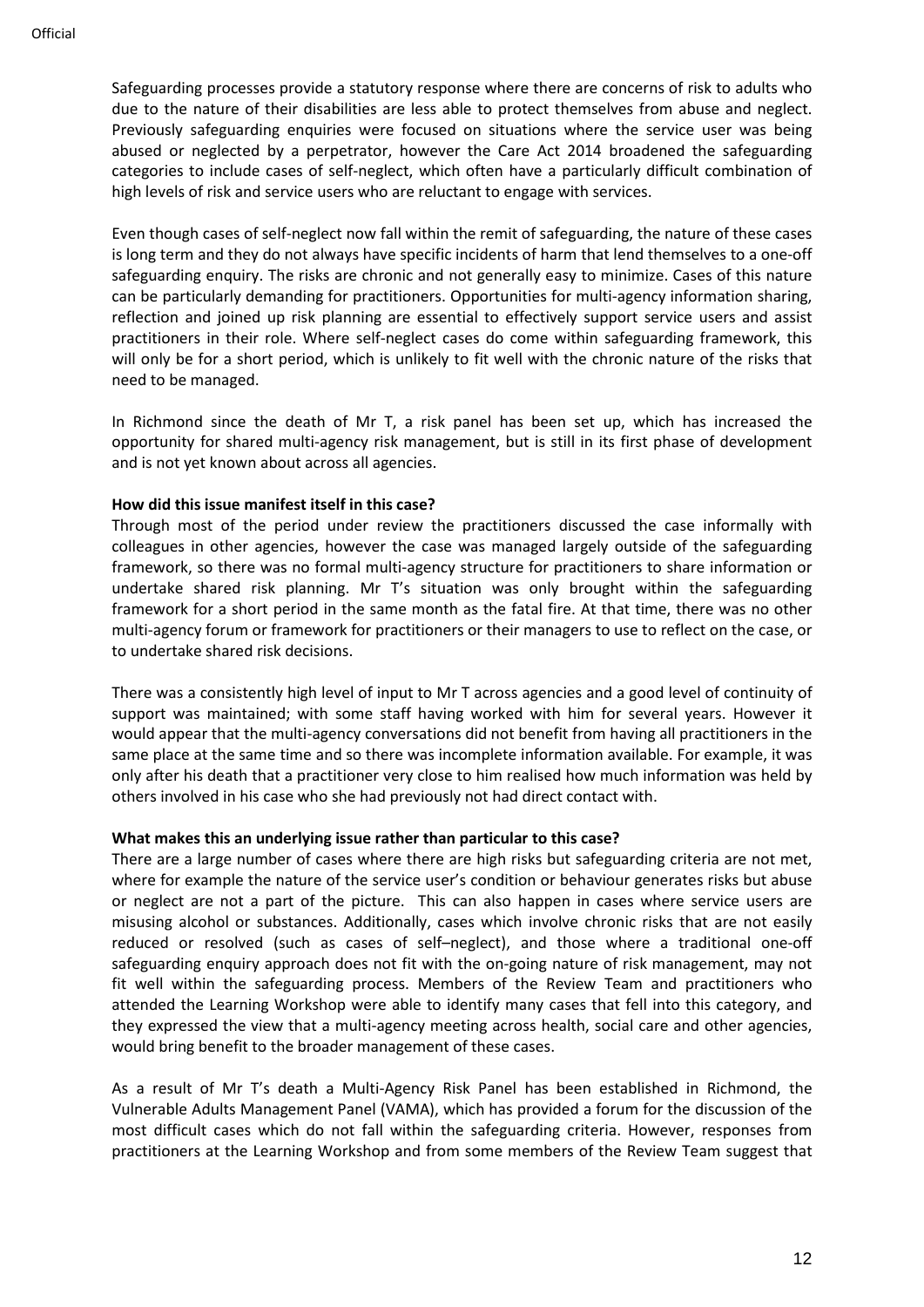Safeguarding processes provide a statutory response where there are concerns of risk to adults who due to the nature of their disabilities are less able to protect themselves from abuse and neglect. Previously safeguarding enquiries were focused on situations where the service user was being abused or neglected by a perpetrator, however the Care Act 2014 broadened the safeguarding categories to include cases of self-neglect, which often have a particularly difficult combination of high levels of risk and service users who are reluctant to engage with services.

Even though cases of self-neglect now fall within the remit of safeguarding, the nature of these cases is long term and they do not always have specific incidents of harm that lend themselves to a one-off safeguarding enquiry. The risks are chronic and not generally easy to minimize. Cases of this nature can be particularly demanding for practitioners. Opportunities for multi-agency information sharing, reflection and joined up risk planning are essential to effectively support service users and assist practitioners in their role. Where self-neglect cases do come within safeguarding framework, this will only be for a short period, which is unlikely to fit well with the chronic nature of the risks that need to be managed.

In Richmond since the death of Mr T, a risk panel has been set up, which has increased the opportunity for shared multi-agency risk management, but is still in its first phase of development and is not yet known about across all agencies.

**How did this issue manifest itself in this case?**

Through most of the period under review the practitioners discussed the case informally with colleagues in other agencies, however the case was managed largely outside of the safeguarding framework, so there was no formal multi-agency structure for practitioners to share information or undertake shared risk planning. Mr T's situation was only brought within the safeguarding framework for a short period in the same month as the fatal fire. At that time, there was no other multi-agency forum or framework for practitioners or their managers to use to reflect on the case, or to undertake shared risk decisions.

There was a consistently high level of input to Mr T across agencies and a good level of continuity of support was maintained; with some staff having worked with him for several years. However it would appear that the multi-agency conversations did not benefit from having all practitioners in the same place at the same time and so there was incomplete information available. For example, it was only after his death that a practitioner very close to him realised how much information was held by others involved in his case who she had previously not had direct contact with.

**What makes this an underlying issue rather than particular to this case?**

There are a large number of cases where there are high risks but safeguarding criteria are not met, where for example the nature of the service user's condition or behaviour generates risks but abuse or neglect are not a part of the picture. This can also happen in cases where service users are misusing alcohol or substances. Additionally, cases which involve chronic risks that are not easily reduced or resolved (such as cases of self–neglect), and those where a traditional one-off safeguarding enquiry approach does not fit with the on-going nature of risk management, may not fit well within the safeguarding process. Members of the Review Team and practitioners who attended the Learning Workshop were able to identify many cases that fell into this category, and they expressed the view that a multi-agency meeting across health, social care and other agencies, would bring benefit to the broader management of these cases.

As a result of Mr T's death a Multi-Agency Risk Panel has been established in Richmond, the Vulnerable Adults Management Panel (VAMA), which has provided a forum for the discussion of the most difficult cases which do not fall within the safeguarding criteria. However, responses from practitioners at the Learning Workshop and from some members of the Review Team suggest that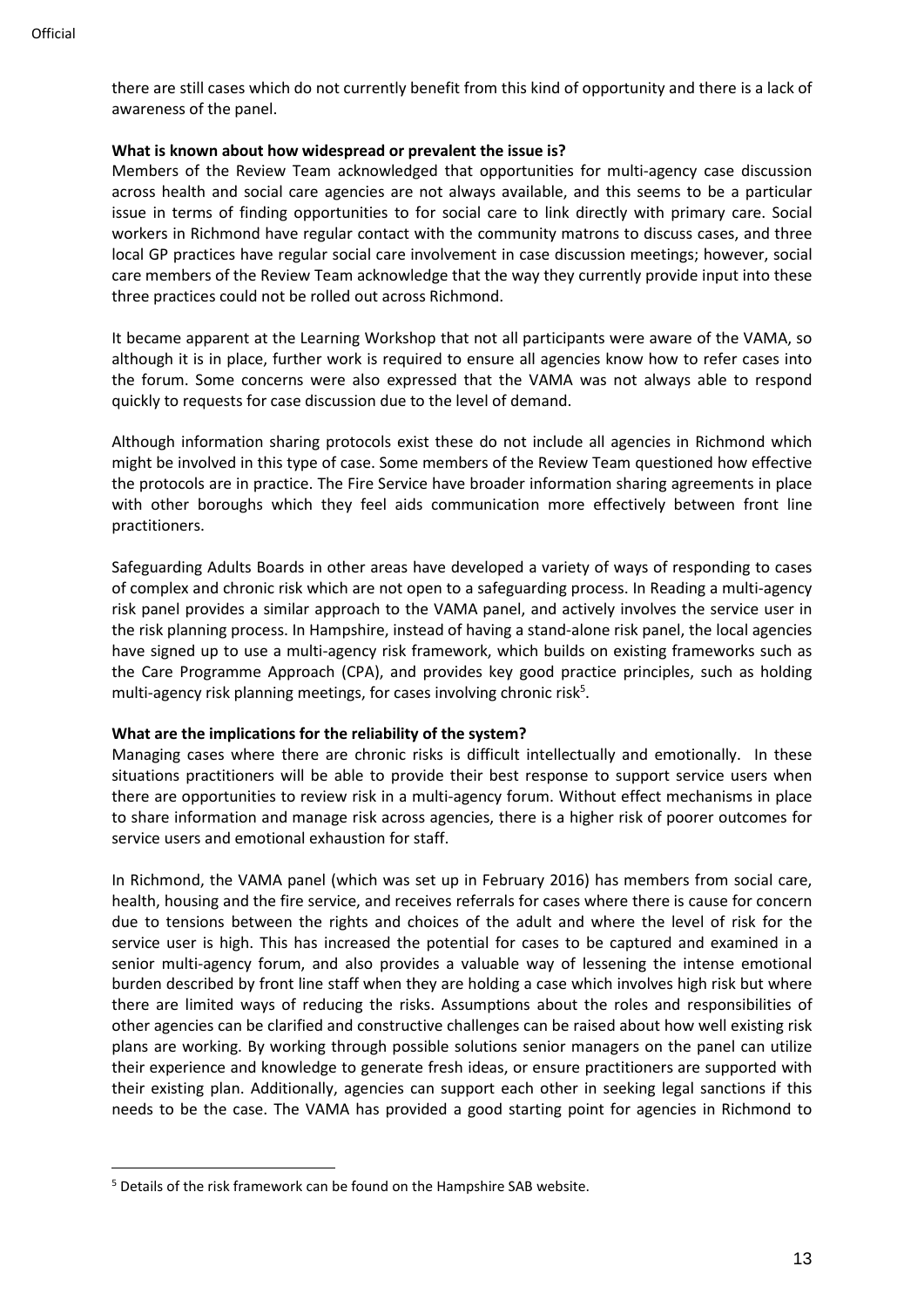there are still cases which do not currently benefit from this kind of opportunity and there is a lack of awareness of the panel.

**What is known about how widespread or prevalent the issue is?**

Members of the Review Team acknowledged that opportunities for multi-agency case discussion across health and social care agencies are not always available, and this seems to be a particular issue in terms of finding opportunities to for social care to link directly with primary care. Social workers in Richmond have regular contact with the community matrons to discuss cases, and three local GP practices have regular social care involvement in case discussion meetings; however, social care members of the Review Team acknowledge that the way they currently provide input into these three practices could not be rolled out across Richmond.

It became apparent at the Learning Workshop that not all participants were aware of the VAMA, so although it is in place, further work is required to ensure all agencies know how to refer cases into the forum. Some concerns were also expressed that the VAMA was not always able to respond quickly to requests for case discussion due to the level of demand.

Although information sharing protocols exist these do not include all agencies in Richmond which might be involved in this type of case. Some members of the Review Team questioned how effective the protocols are in practice. The Fire Service have broader information sharing agreements in place with other boroughs which they feel aids communication more effectively between front line practitioners.

Safeguarding Adults Boards in other areas have developed a variety of ways of responding to cases of complex and chronic risk which are not open to a safeguarding process. In Reading a multi-agency risk panel provides a similar approach to the VAMA panel, and actively involves the service user in the risk planning process. In Hampshire, instead of having a stand-alone risk panel, the local agencies have signed up to use a multi-agency risk framework, which builds on existing frameworks such as the Care Programme Approach (CPA), and provides key good practice principles, such as holding multi-agency risk planning meetings, for cases involving chronic risk[5].

**What are the implications for the reliability of the system?**

Managing cases where there are chronic risks is difficult intellectually and emotionally. In these situations practitioners will be able to provide their best response to support service users when there are opportunities to review risk in a multi-agency forum. Without effect mechanisms in place to share information and manage risk across agencies, there is a higher risk of poorer outcomes for service users and emotional exhaustion for staff.

In Richmond, the VAMA panel (which was set up in February 2016) has members from social care, health, housing and the fire service, and receives referrals for cases where there is cause for concern due to tensions between the rights and choices of the adult and where the level of risk for the service user is high. This has increased the potential for cases to be captured and examined in a senior multi-agency forum, and also provides a valuable way of lessening the intense emotional burden described by front line staff when they are holding a case which involves high risk but where there are limited ways of reducing the risks. Assumptions about the roles and responsibilities of other agencies can be clarified and constructive challenges can be raised about how well existing risk plans are working. By working through possible solutions senior managers on the panel can utilize their experience and knowledge to generate fresh ideas, or ensure practitioners are supported with their existing plan. Additionally, agencies can support each other in seeking legal sanctions if this needs to be the case. The VAMA has provided a good starting point for agencies in Richmond to

[5] Details of the risk framework can be found on the Hampshire SAB website.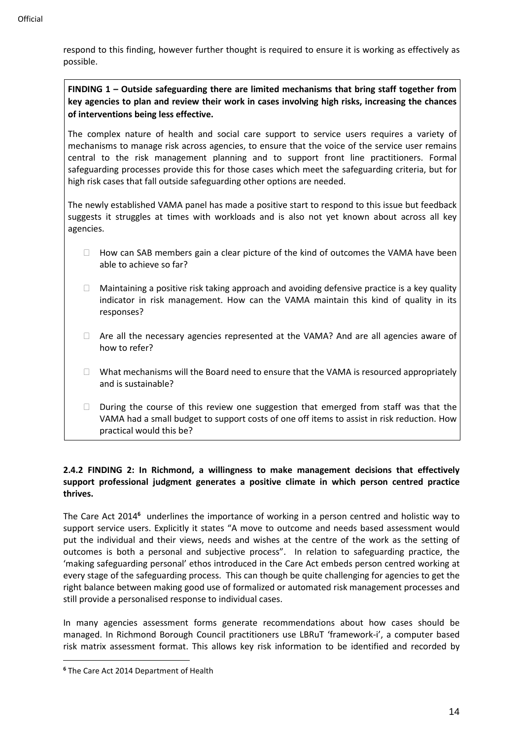respond to this finding, however further thought is required to ensure it is working as effectively as possible.

**FINDING 1 – Outside safeguarding there are limited mechanisms that bring staff together from key agencies to plan and review their work in cases involving high risks, increasing the chances of interventions being less effective.**

The complex nature of health and social care support to service users requires a variety of mechanisms to manage risk across agencies, to ensure that the voice of the service user remains central to the risk management planning and to support front line practitioners. Formal safeguarding processes provide this for those cases which meet the safeguarding criteria, but for high risk cases that fall outside safeguarding other options are needed.

The newly established VAMA panel has made a positive start to respond to this issue but feedback suggests it struggles at times with workloads and is also not yet known about across all key agencies.

- How can SAB members gain a clear picture of the kind of outcomes the VAMA have been able to achieve so far?
- Maintaining a positive risk taking approach and avoiding defensive practice is a key quality indicator in risk management. How can the VAMA maintain this kind of quality in its responses?
- Are all the necessary agencies represented at the VAMA? And are all agencies aware of how to refer?
- What mechanisms will the Board need to ensure that the VAMA is resourced appropriately and is sustainable?
- During the course of this review one suggestion that emerged from staff was that the VAMA had a small budget to support costs of one off items to assist in risk reduction. How practical would this be?

#### 2.4.2 FINDING 2: In Richmond, a willingness to make management decisions that effectively support professional judgment generates a positive climate in which person centred practice thrives.

The Care Act 2014[6] underlines the importance of working in a person centred and holistic way to support service users. Explicitly it states "A move to outcome and needs based assessment would put the individual and their views, needs and wishes at the centre of the work as the setting of outcomes is both a personal and subjective process". In relation to safeguarding practice, the 'making safeguarding personal' ethos introduced in the Care Act embeds person centred working at every stage of the safeguarding process. This can though be quite challenging for agencies to get the right balance between making good use of formalized or automated risk management processes and still provide a personalised response to individual cases.

In many agencies assessment forms generate recommendations about how cases should be managed. In Richmond Borough Council practitioners use LBRuT 'framework-i', a computer based risk matrix assessment format. This allows key risk information to be identified and recorded by

[6] The Care Act 2014 Department of Health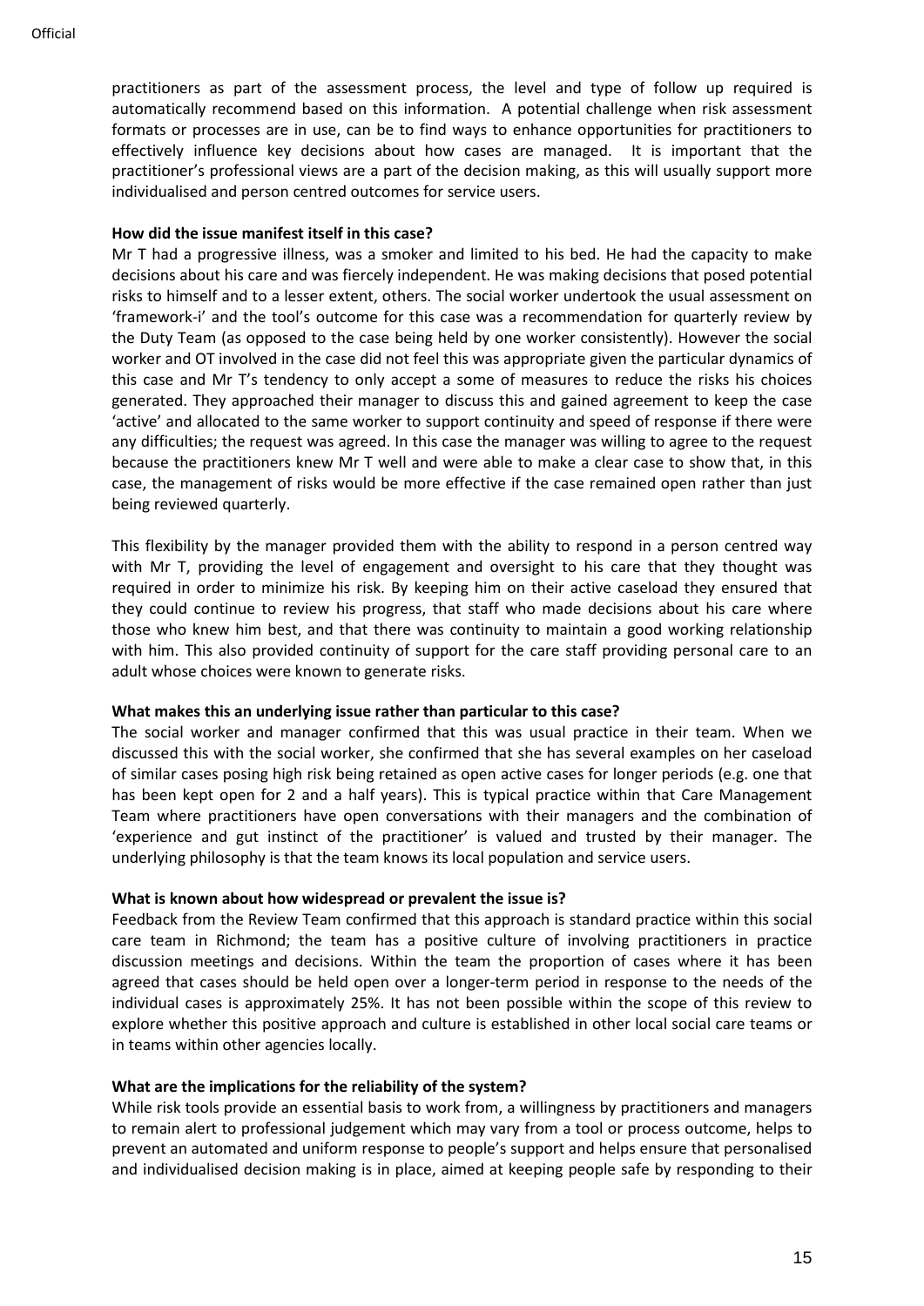practitioners as part of the assessment process, the level and type of follow up required is automatically recommend based on this information. A potential challenge when risk assessment formats or processes are in use, can be to find ways to enhance opportunities for practitioners to effectively influence key decisions about how cases are managed. It is important that the practitioner's professional views are a part of the decision making, as this will usually support more individualised and person centred outcomes for service users.

**How did the issue manifest itself in this case?**

Mr T had a progressive illness, was a smoker and limited to his bed. He had the capacity to make decisions about his care and was fiercely independent. He was making decisions that posed potential risks to himself and to a lesser extent, others. The social worker undertook the usual assessment on 'framework-i' and the tool's outcome for this case was a recommendation for quarterly review by the Duty Team (as opposed to the case being held by one worker consistently). However the social worker and OT involved in the case did not feel this was appropriate given the particular dynamics of this case and Mr T's tendency to only accept a some of measures to reduce the risks his choices generated. They approached their manager to discuss this and gained agreement to keep the case 'active' and allocated to the same worker to support continuity and speed of response if there were any difficulties; the request was agreed. In this case the manager was willing to agree to the request because the practitioners knew Mr T well and were able to make a clear case to show that, in this case, the management of risks would be more effective if the case remained open rather than just being reviewed quarterly.

This flexibility by the manager provided them with the ability to respond in a person centred way with Mr T, providing the level of engagement and oversight to his care that they thought was required in order to minimize his risk. By keeping him on their active caseload they ensured that they could continue to review his progress, that staff who made decisions about his care where those who knew him best, and that there was continuity to maintain a good working relationship with him. This also provided continuity of support for the care staff providing personal care to an adult whose choices were known to generate risks.

**What makes this an underlying issue rather than particular to this case?**

The social worker and manager confirmed that this was usual practice in their team. When we discussed this with the social worker, she confirmed that she has several examples on her caseload of similar cases posing high risk being retained as open active cases for longer periods (e.g. one that has been kept open for 2 and a half years). This is typical practice within that Care Management Team where practitioners have open conversations with their managers and the combination of 'experience and gut instinct of the practitioner' is valued and trusted by their manager. The underlying philosophy is that the team knows its local population and service users.

**What is known about how widespread or prevalent the issue is?**

Feedback from the Review Team confirmed that this approach is standard practice within this social care team in Richmond; the team has a positive culture of involving practitioners in practice discussion meetings and decisions. Within the team the proportion of cases where it has been agreed that cases should be held open over a longer-term period in response to the needs of the individual cases is approximately 25%. It has not been possible within the scope of this review to explore whether this positive approach and culture is established in other local social care teams or in teams within other agencies locally.

**What are the implications for the reliability of the system?**

While risk tools provide an essential basis to work from, a willingness by practitioners and managers to remain alert to professional judgement which may vary from a tool or process outcome, helps to prevent an automated and uniform response to people's support and helps ensure that personalised and individualised decision making is in place, aimed at keeping people safe by responding to their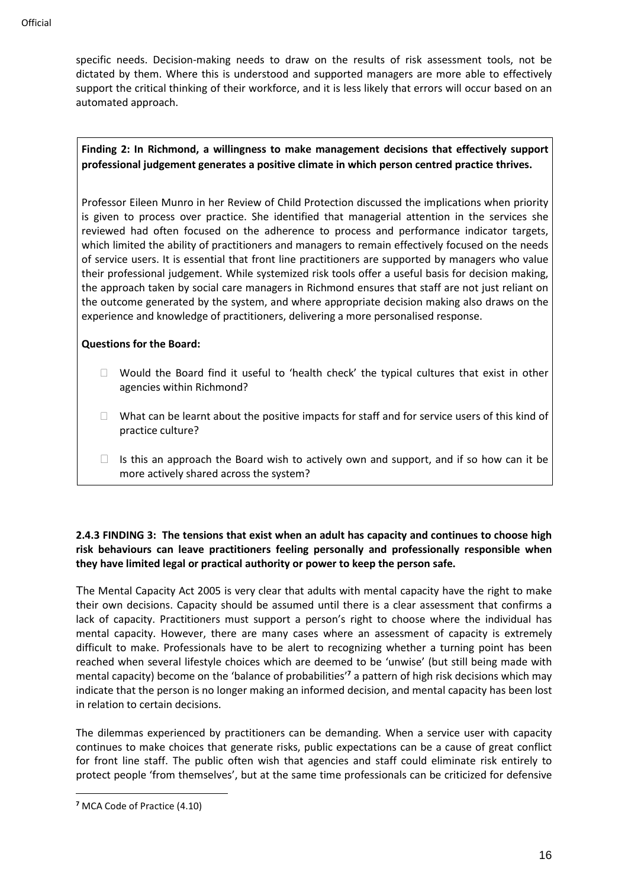specific needs. Decision-making needs to draw on the results of risk assessment tools, not be dictated by them. Where this is understood and supported managers are more able to effectively support the critical thinking of their workforce, and it is less likely that errors will occur based on an automated approach.

**Finding 2: In Richmond, a willingness to make management decisions that effectively support professional judgement generates a positive climate in which person centred practice thrives.**

Professor Eileen Munro in her Review of Child Protection discussed the implications when priority is given to process over practice. She identified that managerial attention in the services she reviewed had often focused on the adherence to process and performance indicator targets, which limited the ability of practitioners and managers to remain effectively focused on the needs of service users. It is essential that front line practitioners are supported by managers who value their professional judgement. While systemized risk tools offer a useful basis for decision making, the approach taken by social care managers in Richmond ensures that staff are not just reliant on the outcome generated by the system, and where appropriate decision making also draws on the experience and knowledge of practitioners, delivering a more personalised response.

**Questions for the Board:**

- Would the Board find it useful to 'health check' the typical cultures that exist in other agencies within Richmond?
- What can be learnt about the positive impacts for staff and for service users of this kind of practice culture?
- Is this an approach the Board wish to actively own and support, and if so how can it be more actively shared across the system?

### 2.4.3 FINDING 3: The tensions that exist when an adult has capacity and continues to choose high risk behaviours can leave practitioners feeling personally and professionally responsible when they have limited legal or practical authority or power to keep the person safe.

The Mental Capacity Act 2005 is very clear that adults with mental capacity have the right to make their own decisions. Capacity should be assumed until there is a clear assessment that confirms a lack of capacity. Practitioners must support a person's right to choose where the individual has mental capacity. However, there are many cases where an assessment of capacity is extremely difficult to make. Professionals have to be alert to recognizing whether a turning point has been reached when several lifestyle choices which are deemed to be 'unwise' (but still being made with mental capacity) become on the 'balance of probabilities'[7] a pattern of high risk decisions which may indicate that the person is no longer making an informed decision, and mental capacity has been lost in relation to certain decisions.

The dilemmas experienced by practitioners can be demanding. When a service user with capacity continues to make choices that generate risks, public expectations can be a cause of great conflict for front line staff. The public often wish that agencies and staff could eliminate risk entirely to protect people 'from themselves', but at the same time professionals can be criticized for defensive

[7] MCA Code of Practice (4.10)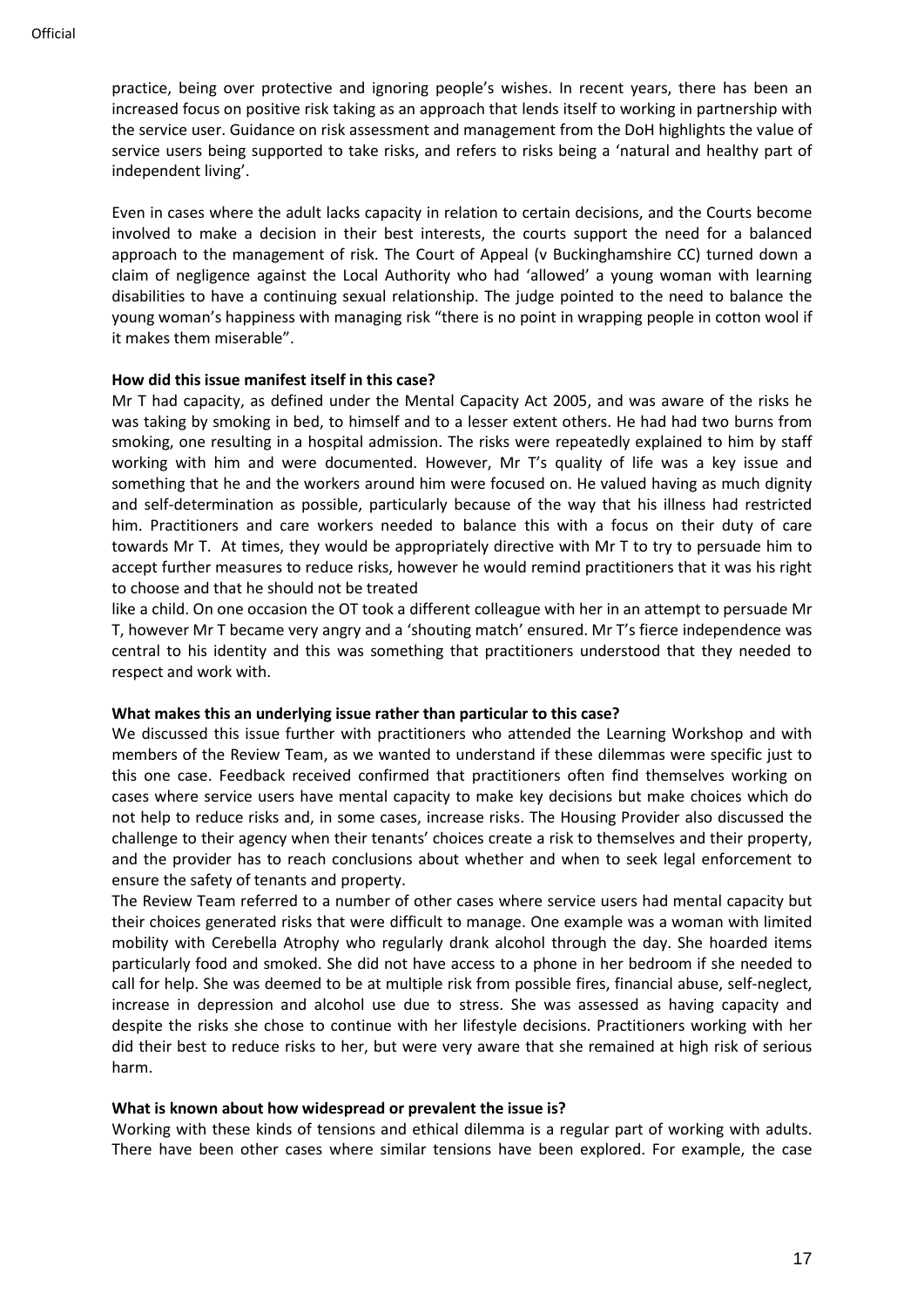practice, being over protective and ignoring people's wishes. In recent years, there has been an increased focus on positive risk taking as an approach that lends itself to working in partnership with the service user. Guidance on risk assessment and management from the DoH highlights the value of service users being supported to take risks, and refers to risks being a 'natural and healthy part of independent living'.

Even in cases where the adult lacks capacity in relation to certain decisions, and the Courts become involved to make a decision in their best interests, the courts support the need for a balanced approach to the management of risk. The Court of Appeal (v Buckinghamshire CC) turned down a claim of negligence against the Local Authority who had 'allowed' a young woman with learning disabilities to have a continuing sexual relationship. The judge pointed to the need to balance the young woman's happiness with managing risk "there is no point in wrapping people in cotton wool if it makes them miserable".

**How did this issue manifest itself in this case?**

Mr T had capacity, as defined under the Mental Capacity Act 2005, and was aware of the risks he was taking by smoking in bed, to himself and to a lesser extent others. He had had two burns from smoking, one resulting in a hospital admission. The risks were repeatedly explained to him by staff working with him and were documented. However, Mr T's quality of life was a key issue and something that he and the workers around him were focused on. He valued having as much dignity and self-determination as possible, particularly because of the way that his illness had restricted him. Practitioners and care workers needed to balance this with a focus on their duty of care towards Mr T. At times, they would be appropriately directive with Mr T to try to persuade him to accept further measures to reduce risks, however he would remind practitioners that it was his right to choose and that he should not be treated like a child. On one occasion the OT took a different colleague with her in an attempt to persuade Mr T, however Mr T became very angry and a 'shouting match' ensured. Mr T's fierce independence was central to his identity and this was something that practitioners understood that they needed to respect and work with.

**What makes this an underlying issue rather than particular to this case?**

We discussed this issue further with practitioners who attended the Learning Workshop and with members of the Review Team, as we wanted to understand if these dilemmas were specific just to this one case. Feedback received confirmed that practitioners often find themselves working on cases where service users have mental capacity to make key decisions but make choices which do not help to reduce risks and, in some cases, increase risks. The Housing Provider also discussed the challenge to their agency when their tenants' choices create a risk to themselves and their property, and the provider has to reach conclusions about whether and when to seek legal enforcement to ensure the safety of tenants and property.

The Review Team referred to a number of other cases where service users had mental capacity but their choices generated risks that were difficult to manage. One example was a woman with limited mobility with Cerebella Atrophy who regularly drank alcohol through the day. She hoarded items particularly food and smoked. She did not have access to a phone in her bedroom if she needed to call for help. She was deemed to be at multiple risk from possible fires, financial abuse, self-neglect, increase in depression and alcohol use due to stress. She was assessed as having capacity and despite the risks she chose to continue with her lifestyle decisions. Practitioners working with her did their best to reduce risks to her, but were very aware that she remained at high risk of serious harm.

**What is known about how widespread or prevalent the issue is?**

Working with these kinds of tensions and ethical dilemma is a regular part of working with adults. There have been other cases where similar tensions have been explored. For example, the case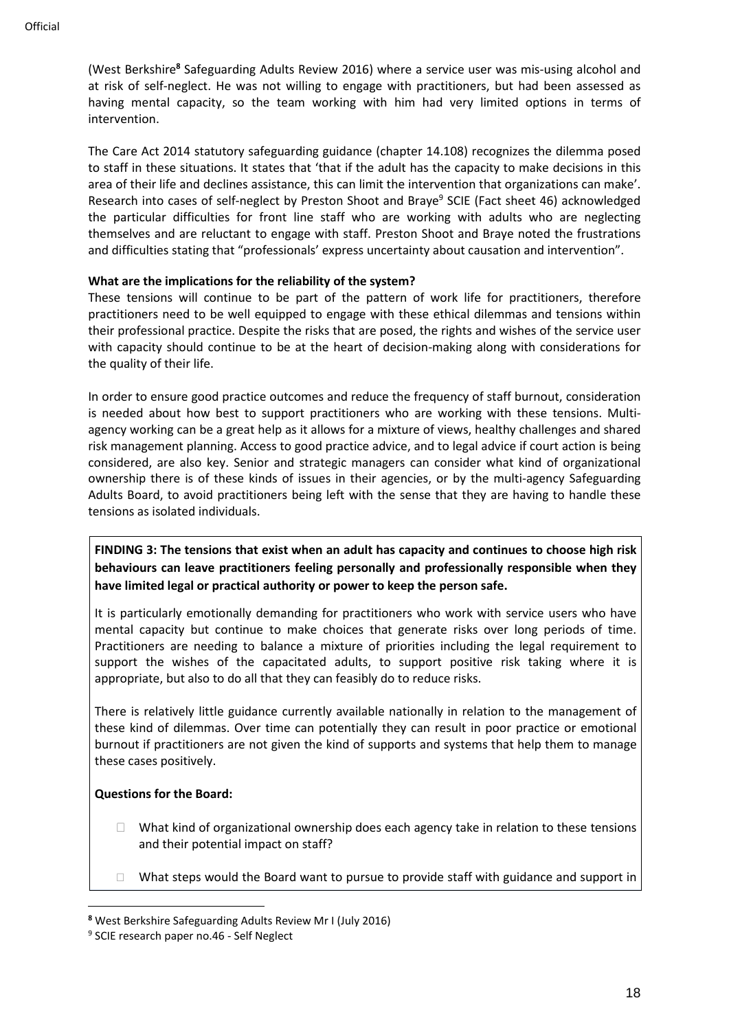(West Berkshire[8] Safeguarding Adults Review 2016) where a service user was mis-using alcohol and at risk of self-neglect. He was not willing to engage with practitioners, but had been assessed as having mental capacity, so the team working with him had very limited options in terms of intervention.

The Care Act 2014 statutory safeguarding guidance (chapter 14.108) recognizes the dilemma posed to staff in these situations. It states that 'that if the adult has the capacity to make decisions in this area of their life and declines assistance, this can limit the intervention that organizations can make'. Research into cases of self-neglect by Preston Shoot and Braye[9] SCIE (Fact sheet 46) acknowledged the particular difficulties for front line staff who are working with adults who are neglecting themselves and are reluctant to engage with staff. Preston Shoot and Braye noted the frustrations and difficulties stating that "professionals' express uncertainty about causation and intervention".

**What are the implications for the reliability of the system?**

These tensions will continue to be part of the pattern of work life for practitioners, therefore practitioners need to be well equipped to engage with these ethical dilemmas and tensions within their professional practice. Despite the risks that are posed, the rights and wishes of the service user with capacity should continue to be at the heart of decision-making along with considerations for the quality of their life.

In order to ensure good practice outcomes and reduce the frequency of staff burnout, consideration is needed about how best to support practitioners who are working with these tensions. Multi-agency working can be a great help as it allows for a mixture of views, healthy challenges and shared risk management planning. Access to good practice advice, and to legal advice if court action is being considered, are also key. Senior and strategic managers can consider what kind of organizational ownership there is of these kinds of issues in their agencies, or by the multi-agency Safeguarding Adults Board, to avoid practitioners being left with the sense that they are having to handle these tensions as isolated individuals.

**FINDING 3: The tensions that exist when an adult has capacity and continues to choose high risk behaviours can leave practitioners feeling personally and professionally responsible when they have limited legal or practical authority or power to keep the person safe.**

It is particularly emotionally demanding for practitioners who work with service users who have mental capacity but continue to make choices that generate risks over long periods of time. Practitioners are needing to balance a mixture of priorities including the legal requirement to support the wishes of the capacitated adults, to support positive risk taking where it is appropriate, but also to do all that they can feasibly do to reduce risks.

There is relatively little guidance currently available nationally in relation to the management of these kind of dilemmas. Over time can potentially they can result in poor practice or emotional burnout if practitioners are not given the kind of supports and systems that help them to manage these cases positively.

**Questions for the Board:**

- What kind of organizational ownership does each agency take in relation to these tensions and their potential impact on staff?
- What steps would the Board want to pursue to provide staff with guidance and support in

[8] West Berkshire Safeguarding Adults Review Mr I (July 2016)

[9] SCIE research paper no.46 - Self Neglect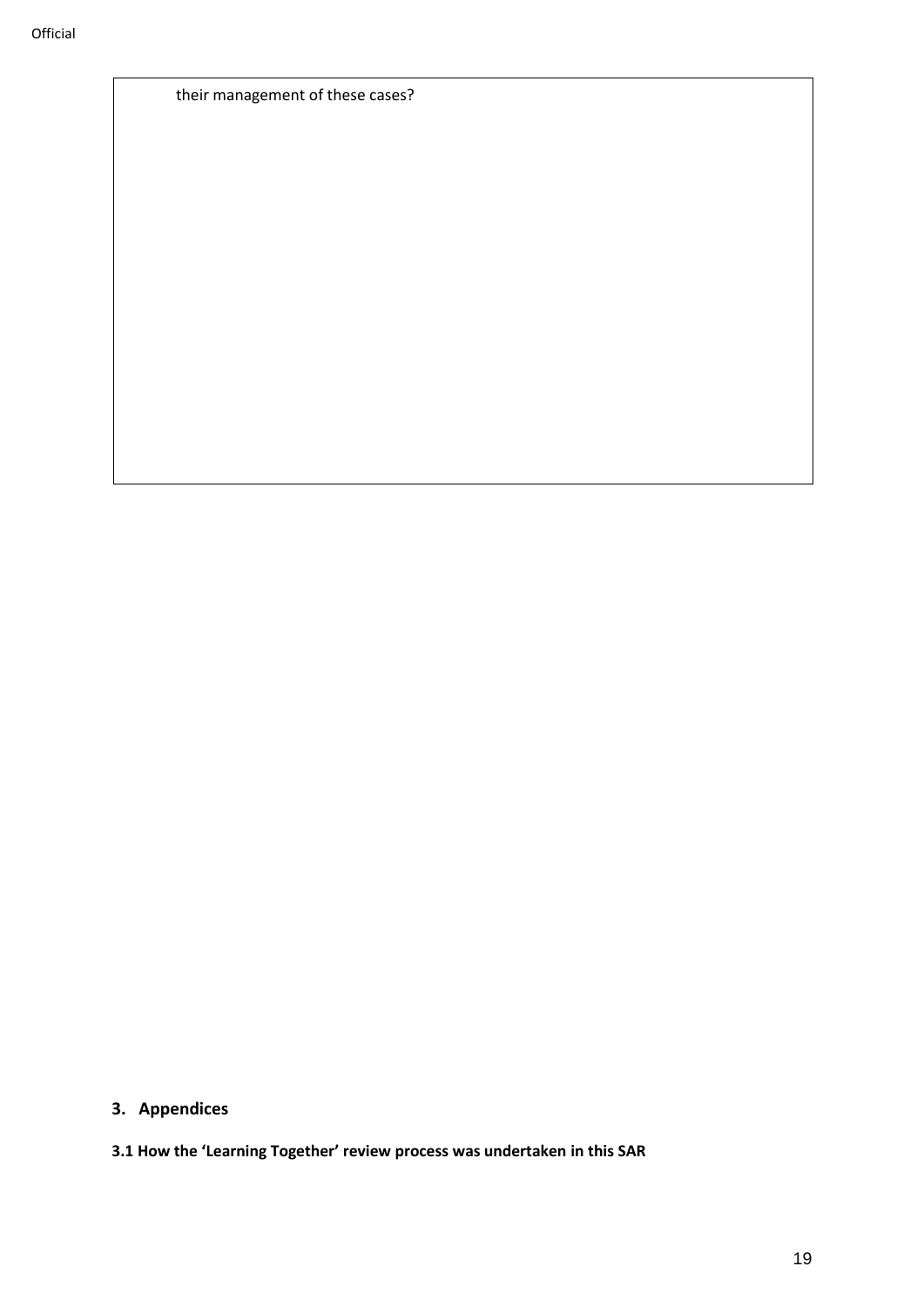| their management of these cases? |
|---|

## 3. Appendices

**3.1 How the 'Learning Together' review process was undertaken in this SAR**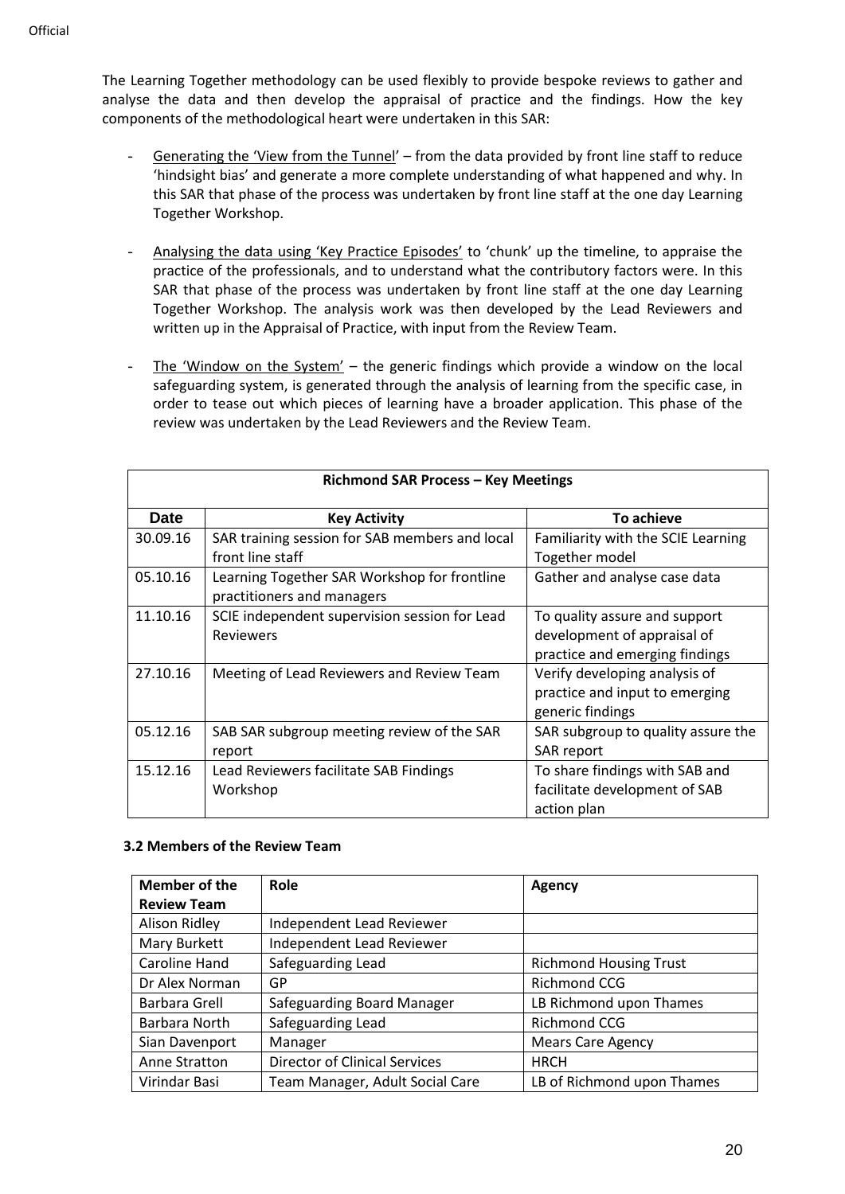The Learning Together methodology can be used flexibly to provide bespoke reviews to gather and analyse the data and then develop the appraisal of practice and the findings. How the key components of the methodological heart were undertaken in this SAR:

- Generating the 'View from the Tunnel' – from the data provided by front line staff to reduce 'hindsight bias' and generate a more complete understanding of what happened and why. In this SAR that phase of the process was undertaken by front line staff at the one day Learning Together Workshop.

- Analysing the data using 'Key Practice Episodes' to 'chunk' up the timeline, to appraise the practice of the professionals, and to understand what the contributory factors were. In this SAR that phase of the process was undertaken by front line staff at the one day Learning Together Workshop. The analysis work was then developed by the Lead Reviewers and written up in the Appraisal of Practice, with input from the Review Team.

- The 'Window on the System' – the generic findings which provide a window on the local safeguarding system, is generated through the analysis of learning from the specific case, in order to tease out which pieces of learning have a broader application. This phase of the review was undertaken by the Lead Reviewers and the Review Team.

| **Richmond SAR Process – Key Meetings** | | |
|---|---|---|
| **Date** | **Key Activity** | **To achieve** |
| 30.09.16 | SAR training session for SAB members and local front line staff | Familiarity with the SCIE Learning Together model |
| 05.10.16 | Learning Together SAR Workshop for frontline practitioners and managers | Gather and analyse case data |
| 11.10.16 | SCIE independent supervision session for Lead Reviewers | To quality assure and support development of appraisal of practice and emerging findings |
| 27.10.16 | Meeting of Lead Reviewers and Review Team | Verify developing analysis of practice and input to emerging generic findings |
| 05.12.16 | SAB SAR subgroup meeting review of the SAR report | SAR subgroup to quality assure the SAR report |
| 15.12.16 | Lead Reviewers facilitate SAB Findings Workshop | To share findings with SAB and facilitate development of SAB action plan |

### 3.2 Members of the Review Team

| **Member of the Review Team** | **Role** | **Agency** |
|---|---|---|
| Alison Ridley | Independent Lead Reviewer | |
| Mary Burkett | Independent Lead Reviewer | |
| Caroline Hand | Safeguarding Lead | Richmond Housing Trust |
| Dr Alex Norman | GP | Richmond CCG |
| Barbara Grell | Safeguarding Board Manager | LB Richmond upon Thames |
| Barbara North | Safeguarding Lead | Richmond CCG |
| Sian Davenport | Manager | Mears Care Agency |
| Anne Stratton | Director of Clinical Services | HRCH |
| Virindar Basi | Team Manager, Adult Social Care | LB of Richmond upon Thames |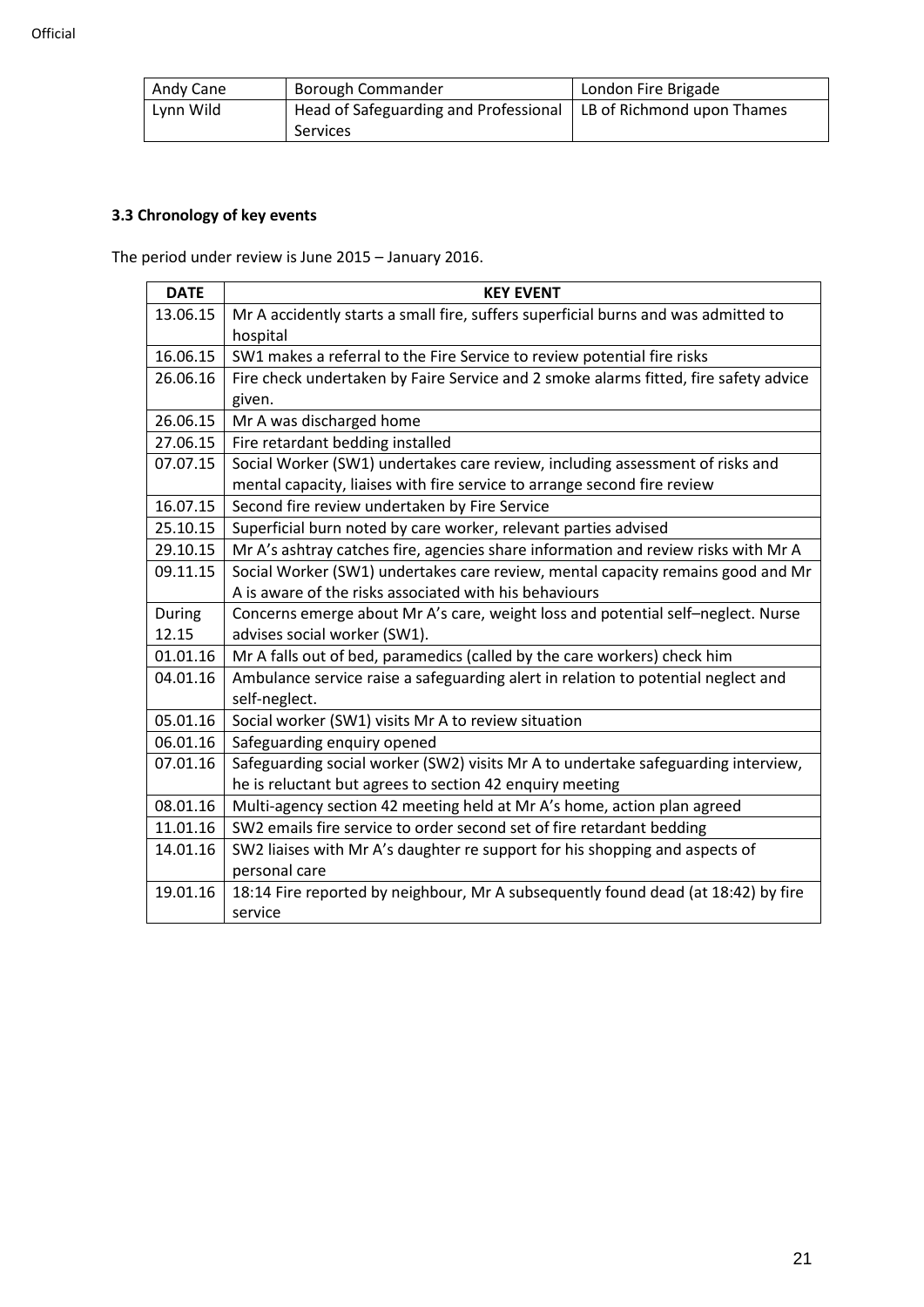| | | |
|---|---|---|
| Andy Cane | Borough Commander | London Fire Brigade |
| Lynn Wild | Head of Safeguarding and Professional Services | LB of Richmond upon Thames |

### 3.3 Chronology of key events

The period under review is June 2015 – January 2016.

| DATE | KEY EVENT |
|---|---|
| 13.06.15 | Mr A accidently starts a small fire, suffers superficial burns and was admitted to hospital |
| 16.06.15 | SW1 makes a referral to the Fire Service to review potential fire risks |
| 26.06.16 | Fire check undertaken by Faire Service and 2 smoke alarms fitted, fire safety advice given. |
| 26.06.15 | Mr A was discharged home |
| 27.06.15 | Fire retardant bedding installed |
| 07.07.15 | Social Worker (SW1) undertakes care review, including assessment of risks and mental capacity, liaises with fire service to arrange second fire review |
| 16.07.15 | Second fire review undertaken by Fire Service |
| 25.10.15 | Superficial burn noted by care worker, relevant parties advised |
| 29.10.15 | Mr A's ashtray catches fire, agencies share information and review risks with Mr A |
| 09.11.15 | Social Worker (SW1) undertakes care review, mental capacity remains good and Mr A is aware of the risks associated with his behaviours |
| During 12.15 | Concerns emerge about Mr A's care, weight loss and potential self–neglect. Nurse advises social worker (SW1). |
| 01.01.16 | Mr A falls out of bed, paramedics (called by the care workers) check him |
| 04.01.16 | Ambulance service raise a safeguarding alert in relation to potential neglect and self-neglect. |
| 05.01.16 | Social worker (SW1) visits Mr A to review situation |
| 06.01.16 | Safeguarding enquiry opened |
| 07.01.16 | Safeguarding social worker (SW2) visits Mr A to undertake safeguarding interview, he is reluctant but agrees to section 42 enquiry meeting |
| 08.01.16 | Multi-agency section 42 meeting held at Mr A's home, action plan agreed |
| 11.01.16 | SW2 emails fire service to order second set of fire retardant bedding |
| 14.01.16 | SW2 liaises with Mr A's daughter re support for his shopping and aspects of personal care |
| 19.01.16 | 18:14 Fire reported by neighbour, Mr A subsequently found dead (at 18:42) by fire service |